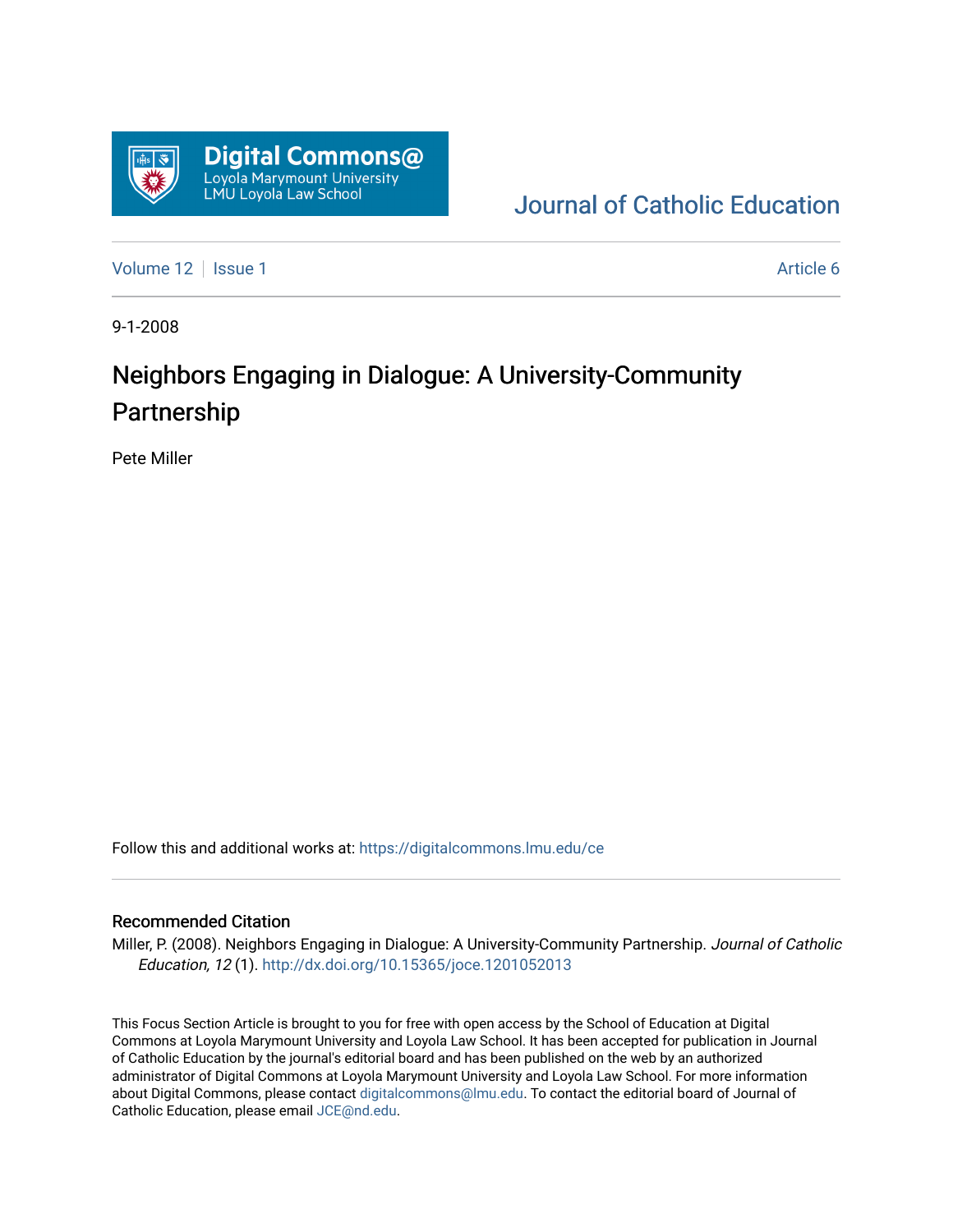Digital Commons@ Loyola Marymount University LMU Loyola Law School

Journal of Catholic Education

Volume 12 | Issue 1 Article 6

9-1-2008

# Neighbors Engaging in Dialogue: A University-Community Partnership

Pete Miller

Follow this and additional works at: https://digitalcommons.lmu.edu/ce

## Recommended Citation

Miller, P. (2008). Neighbors Engaging in Dialogue: A University-Community Partnership. *Journal of Catholic Education, 12* (1). http://dx.doi.org/10.15365/joce.1201052013

This Focus Section Article is brought to you for free with open access by the School of Education at Digital Commons at Loyola Marymount University and Loyola Law School. It has been accepted for publication in Journal of Catholic Education by the journal's editorial board and has been published on the web by an authorized administrator of Digital Commons at Loyola Marymount University and Loyola Law School. For more information about Digital Commons, please contact digitalcommons@lmu.edu. To contact the editorial board of Journal of Catholic Education, please email JCE@nd.edu.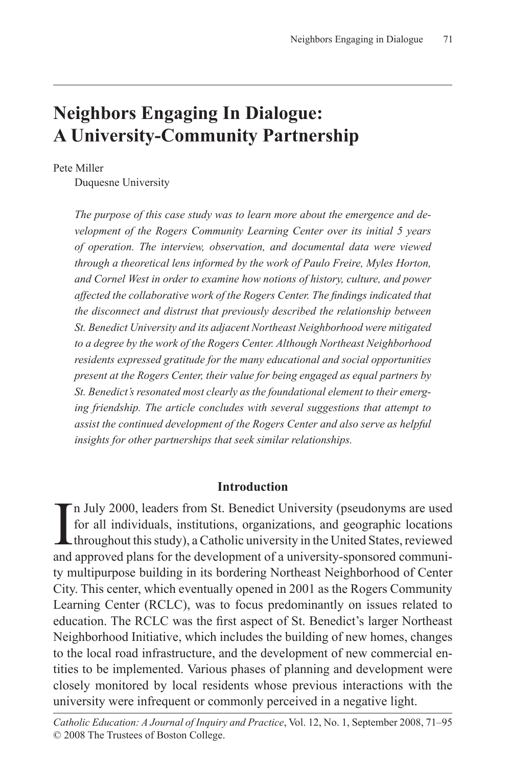# Neighbors Engaging In Dialogue: A University-Community Partnership

Pete Miller
Duquesne University

*The purpose of this case study was to learn more about the emergence and development of the Rogers Community Learning Center over its initial 5 years of operation. The interview, observation, and documental data were viewed through a theoretical lens informed by the work of Paulo Freire, Myles Horton, and Cornel West in order to examine how notions of history, culture, and power affected the collaborative work of the Rogers Center. The findings indicated that the disconnect and distrust that previously described the relationship between St. Benedict University and its adjacent Northeast Neighborhood were mitigated to a degree by the work of the Rogers Center. Although Northeast Neighborhood residents expressed gratitude for the many educational and social opportunities present at the Rogers Center, their value for being engaged as equal partners by St. Benedict's resonated most clearly as the foundational element to their emerging friendship. The article concludes with several suggestions that attempt to assist the continued development of the Rogers Center and also serve as helpful insights for other partnerships that seek similar relationships.*

## Introduction

In July 2000, leaders from St. Benedict University (pseudonyms are used for all individuals, institutions, organizations, and geographic locations throughout this study), a Catholic university in the United States, reviewed and approved plans for the development of a university-sponsored community multipurpose building in its bordering Northeast Neighborhood of Center City. This center, which eventually opened in 2001 as the Rogers Community Learning Center (RCLC), was to focus predominantly on issues related to education. The RCLC was the first aspect of St. Benedict's larger Northeast Neighborhood Initiative, which includes the building of new homes, changes to the local road infrastructure, and the development of new commercial entities to be implemented. Various phases of planning and development were closely monitored by local residents whose previous interactions with the university were infrequent or commonly perceived in a negative light.

*Catholic Education: A Journal of Inquiry and Practice*, Vol. 12, No. 1, September 2008, 71–95
© 2008 The Trustees of Boston College.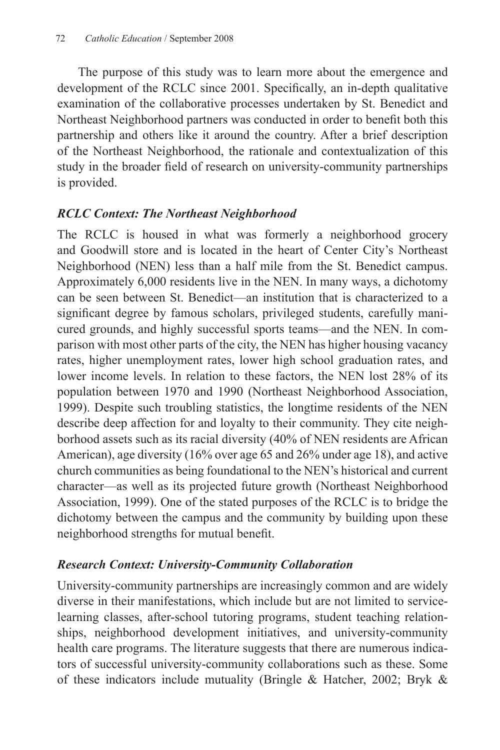The purpose of this study was to learn more about the emergence and development of the RCLC since 2001. Specifically, an in-depth qualitative examination of the collaborative processes undertaken by St. Benedict and Northeast Neighborhood partners was conducted in order to benefit both this partnership and others like it around the country. After a brief description of the Northeast Neighborhood, the rationale and contextualization of this study in the broader field of research on university-community partnerships is provided.

### *RCLC Context: The Northeast Neighborhood*

The RCLC is housed in what was formerly a neighborhood grocery and Goodwill store and is located in the heart of Center City's Northeast Neighborhood (NEN) less than a half mile from the St. Benedict campus. Approximately 6,000 residents live in the NEN. In many ways, a dichotomy can be seen between St. Benedict—an institution that is characterized to a significant degree by famous scholars, privileged students, carefully manicured grounds, and highly successful sports teams—and the NEN. In comparison with most other parts of the city, the NEN has higher housing vacancy rates, higher unemployment rates, lower high school graduation rates, and lower income levels. In relation to these factors, the NEN lost 28% of its population between 1970 and 1990 (Northeast Neighborhood Association, 1999). Despite such troubling statistics, the longtime residents of the NEN describe deep affection for and loyalty to their community. They cite neighborhood assets such as its racial diversity (40% of NEN residents are African American), age diversity (16% over age 65 and 26% under age 18), and active church communities as being foundational to the NEN's historical and current character—as well as its projected future growth (Northeast Neighborhood Association, 1999). One of the stated purposes of the RCLC is to bridge the dichotomy between the campus and the community by building upon these neighborhood strengths for mutual benefit.

### *Research Context: University-Community Collaboration*

University-community partnerships are increasingly common and are widely diverse in their manifestations, which include but are not limited to service-learning classes, after-school tutoring programs, student teaching relationships, neighborhood development initiatives, and university-community health care programs. The literature suggests that there are numerous indicators of successful university-community collaborations such as these. Some of these indicators include mutuality (Bringle & Hatcher, 2002; Bryk &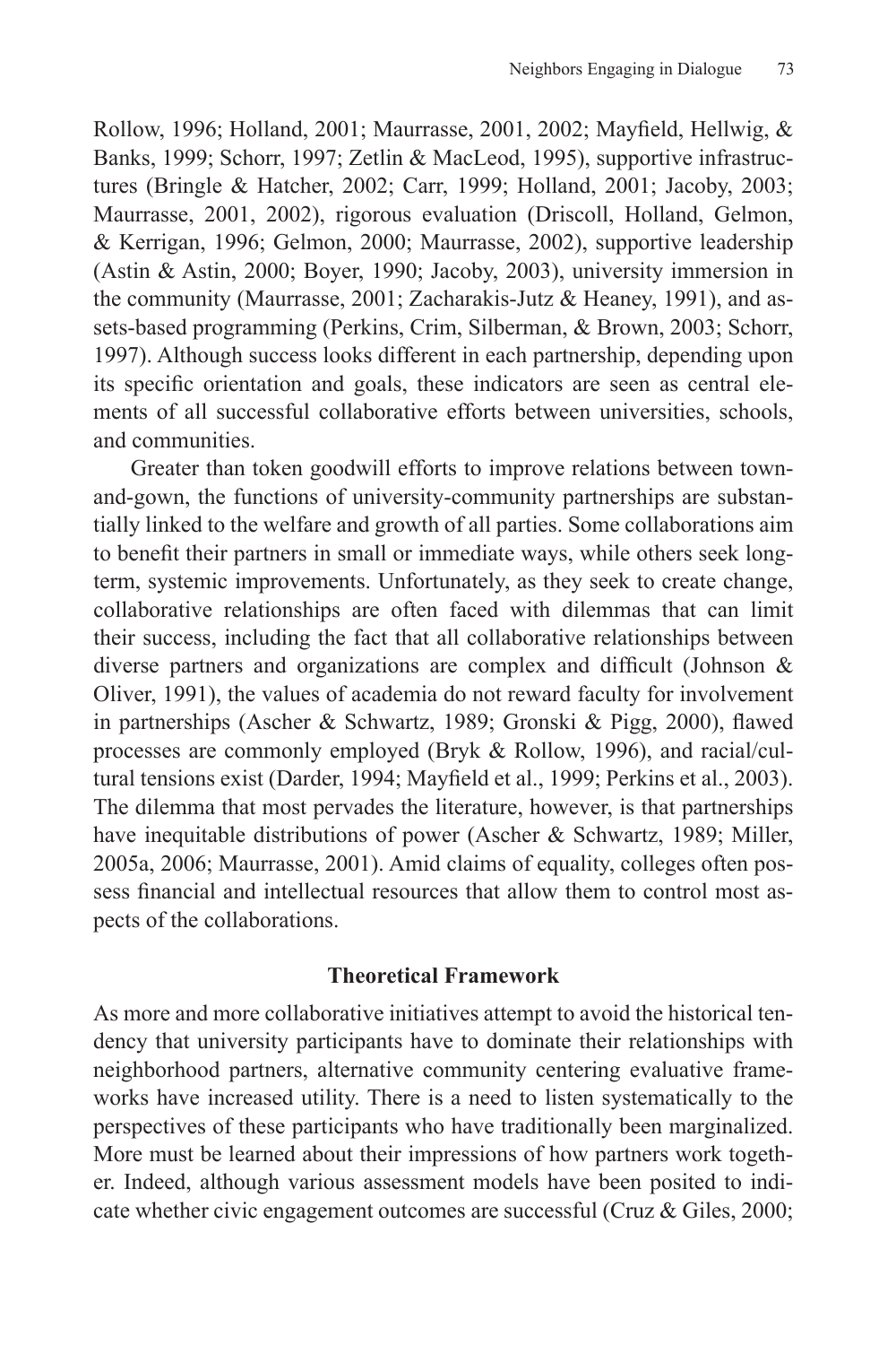Rollow, 1996; Holland, 2001; Maurrasse, 2001, 2002; Mayfield, Hellwig, & Banks, 1999; Schorr, 1997; Zetlin & MacLeod, 1995), supportive infrastructures (Bringle & Hatcher, 2002; Carr, 1999; Holland, 2001; Jacoby, 2003; Maurrasse, 2001, 2002), rigorous evaluation (Driscoll, Holland, Gelmon, & Kerrigan, 1996; Gelmon, 2000; Maurrasse, 2002), supportive leadership (Astin & Astin, 2000; Boyer, 1990; Jacoby, 2003), university immersion in the community (Maurrasse, 2001; Zacharakis-Jutz & Heaney, 1991), and assets-based programming (Perkins, Crim, Silberman, & Brown, 2003; Schorr, 1997). Although success looks different in each partnership, depending upon its specific orientation and goals, these indicators are seen as central elements of all successful collaborative efforts between universities, schools, and communities.

Greater than token goodwill efforts to improve relations between town-and-gown, the functions of university-community partnerships are substantially linked to the welfare and growth of all parties. Some collaborations aim to benefit their partners in small or immediate ways, while others seek long-term, systemic improvements. Unfortunately, as they seek to create change, collaborative relationships are often faced with dilemmas that can limit their success, including the fact that all collaborative relationships between diverse partners and organizations are complex and difficult (Johnson & Oliver, 1991), the values of academia do not reward faculty for involvement in partnerships (Ascher & Schwartz, 1989; Gronski & Pigg, 2000), flawed processes are commonly employed (Bryk & Rollow, 1996), and racial/cultural tensions exist (Darder, 1994; Mayfield et al., 1999; Perkins et al., 2003). The dilemma that most pervades the literature, however, is that partnerships have inequitable distributions of power (Ascher & Schwartz, 1989; Miller, 2005a, 2006; Maurrasse, 2001). Amid claims of equality, colleges often possess financial and intellectual resources that allow them to control most aspects of the collaborations.

## Theoretical Framework

As more and more collaborative initiatives attempt to avoid the historical tendency that university participants have to dominate their relationships with neighborhood partners, alternative community centering evaluative frameworks have increased utility. There is a need to listen systematically to the perspectives of these participants who have traditionally been marginalized. More must be learned about their impressions of how partners work together. Indeed, although various assessment models have been posited to indicate whether civic engagement outcomes are successful (Cruz & Giles, 2000;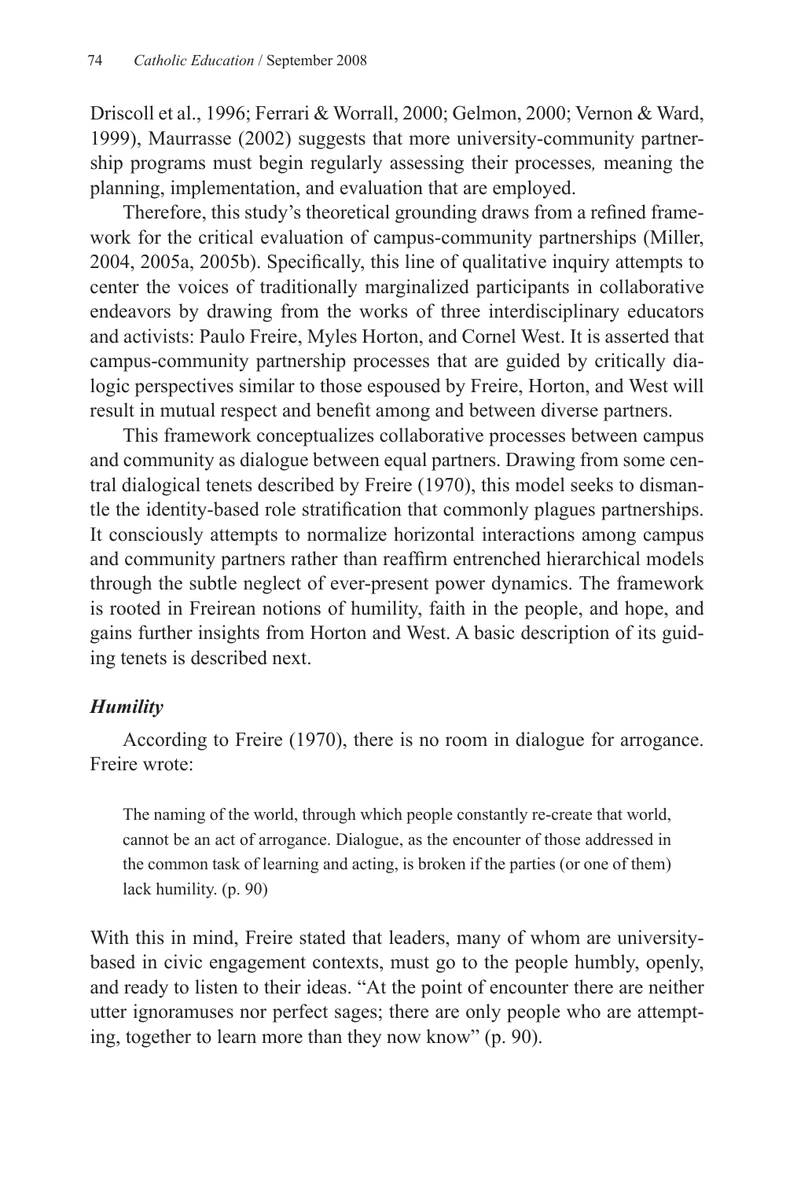Driscoll et al., 1996; Ferrari & Worrall, 2000; Gelmon, 2000; Vernon & Ward, 1999), Maurrasse (2002) suggests that more university-community partnership programs must begin regularly assessing their processes*,* meaning the planning, implementation, and evaluation that are employed.

Therefore, this study's theoretical grounding draws from a refined framework for the critical evaluation of campus-community partnerships (Miller, 2004, 2005a, 2005b). Specifically, this line of qualitative inquiry attempts to center the voices of traditionally marginalized participants in collaborative endeavors by drawing from the works of three interdisciplinary educators and activists: Paulo Freire, Myles Horton, and Cornel West. It is asserted that campus-community partnership processes that are guided by critically dialogic perspectives similar to those espoused by Freire, Horton, and West will result in mutual respect and benefit among and between diverse partners.

This framework conceptualizes collaborative processes between campus and community as dialogue between equal partners. Drawing from some central dialogical tenets described by Freire (1970), this model seeks to dismantle the identity-based role stratification that commonly plagues partnerships. It consciously attempts to normalize horizontal interactions among campus and community partners rather than reaffirm entrenched hierarchical models through the subtle neglect of ever-present power dynamics. The framework is rooted in Freirean notions of humility, faith in the people, and hope, and gains further insights from Horton and West. A basic description of its guiding tenets is described next.

### *Humility*

According to Freire (1970), there is no room in dialogue for arrogance. Freire wrote:

> The naming of the world, through which people constantly re-create that world, cannot be an act of arrogance. Dialogue, as the encounter of those addressed in the common task of learning and acting, is broken if the parties (or one of them) lack humility. (p. 90)

With this in mind, Freire stated that leaders, many of whom are university-based in civic engagement contexts, must go to the people humbly, openly, and ready to listen to their ideas. "At the point of encounter there are neither utter ignoramuses nor perfect sages; there are only people who are attempting, together to learn more than they now know" (p. 90).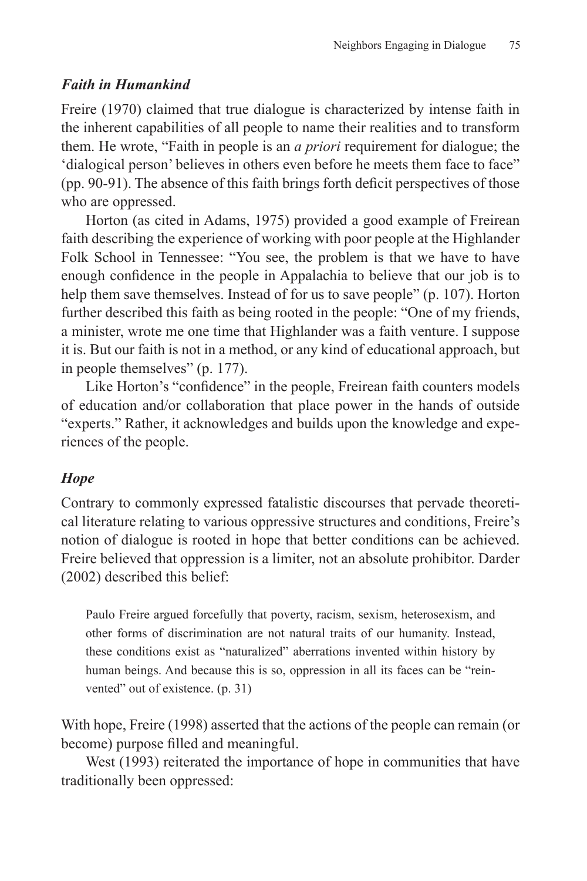### *Faith in Humankind*

Freire (1970) claimed that true dialogue is characterized by intense faith in the inherent capabilities of all people to name their realities and to transform them. He wrote, "Faith in people is an *a priori* requirement for dialogue; the 'dialogical person' believes in others even before he meets them face to face" (pp. 90-91). The absence of this faith brings forth deficit perspectives of those who are oppressed.

Horton (as cited in Adams, 1975) provided a good example of Freirean faith describing the experience of working with poor people at the Highlander Folk School in Tennessee: "You see, the problem is that we have to have enough confidence in the people in Appalachia to believe that our job is to help them save themselves. Instead of for us to save people" (p. 107). Horton further described this faith as being rooted in the people: "One of my friends, a minister, wrote me one time that Highlander was a faith venture. I suppose it is. But our faith is not in a method, or any kind of educational approach, but in people themselves" (p. 177).

Like Horton's "confidence" in the people, Freirean faith counters models of education and/or collaboration that place power in the hands of outside "experts." Rather, it acknowledges and builds upon the knowledge and experiences of the people.

### *Hope*

Contrary to commonly expressed fatalistic discourses that pervade theoretical literature relating to various oppressive structures and conditions, Freire's notion of dialogue is rooted in hope that better conditions can be achieved. Freire believed that oppression is a limiter, not an absolute prohibitor. Darder (2002) described this belief:

> Paulo Freire argued forcefully that poverty, racism, sexism, heterosexism, and other forms of discrimination are not natural traits of our humanity. Instead, these conditions exist as "naturalized" aberrations invented within history by human beings. And because this is so, oppression in all its faces can be "reinvented" out of existence. (p. 31)

With hope, Freire (1998) asserted that the actions of the people can remain (or become) purpose filled and meaningful.

West (1993) reiterated the importance of hope in communities that have traditionally been oppressed: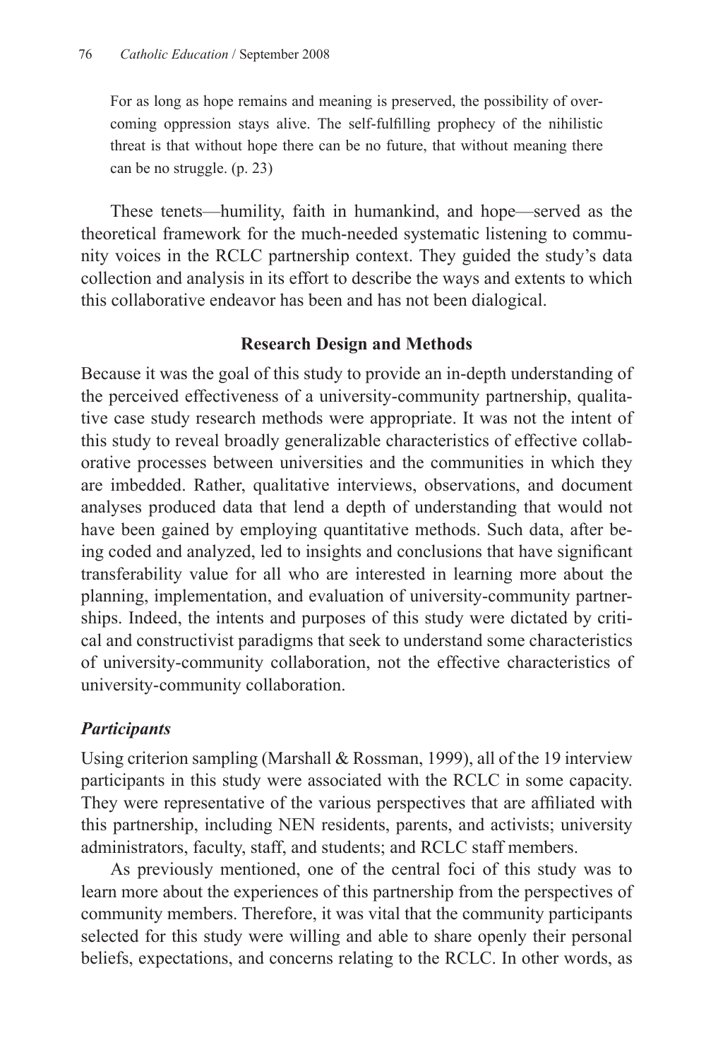> For as long as hope remains and meaning is preserved, the possibility of overcoming oppression stays alive. The self-fulfilling prophecy of the nihilistic threat is that without hope there can be no future, that without meaning there can be no struggle. (p. 23)

These tenets—humility, faith in humankind, and hope—served as the theoretical framework for the much-needed systematic listening to community voices in the RCLC partnership context. They guided the study's data collection and analysis in its effort to describe the ways and extents to which this collaborative endeavor has been and has not been dialogical.

## Research Design and Methods

Because it was the goal of this study to provide an in-depth understanding of the perceived effectiveness of a university-community partnership, qualitative case study research methods were appropriate. It was not the intent of this study to reveal broadly generalizable characteristics of effective collaborative processes between universities and the communities in which they are imbedded. Rather, qualitative interviews, observations, and document analyses produced data that lend a depth of understanding that would not have been gained by employing quantitative methods. Such data, after being coded and analyzed, led to insights and conclusions that have significant transferability value for all who are interested in learning more about the planning, implementation, and evaluation of university-community partnerships. Indeed, the intents and purposes of this study were dictated by critical and constructivist paradigms that seek to understand some characteristics of university-community collaboration, not the effective characteristics of university-community collaboration.

### *Participants*

Using criterion sampling (Marshall & Rossman, 1999), all of the 19 interview participants in this study were associated with the RCLC in some capacity. They were representative of the various perspectives that are affiliated with this partnership, including NEN residents, parents, and activists; university administrators, faculty, staff, and students; and RCLC staff members.

As previously mentioned, one of the central foci of this study was to learn more about the experiences of this partnership from the perspectives of community members. Therefore, it was vital that the community participants selected for this study were willing and able to share openly their personal beliefs, expectations, and concerns relating to the RCLC. In other words, as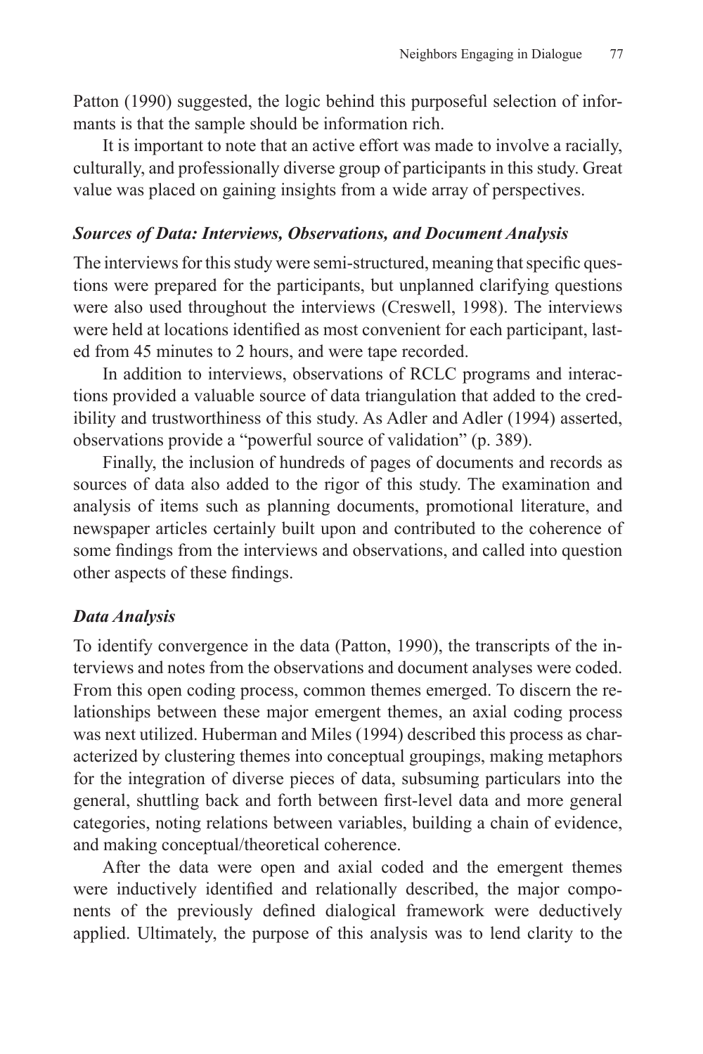Patton (1990) suggested, the logic behind this purposeful selection of informants is that the sample should be information rich.

It is important to note that an active effort was made to involve a racially, culturally, and professionally diverse group of participants in this study. Great value was placed on gaining insights from a wide array of perspectives.

### *Sources of Data: Interviews, Observations, and Document Analysis*

The interviews for this study were semi-structured, meaning that specific questions were prepared for the participants, but unplanned clarifying questions were also used throughout the interviews (Creswell, 1998). The interviews were held at locations identified as most convenient for each participant, lasted from 45 minutes to 2 hours, and were tape recorded.

In addition to interviews, observations of RCLC programs and interactions provided a valuable source of data triangulation that added to the credibility and trustworthiness of this study. As Adler and Adler (1994) asserted, observations provide a "powerful source of validation" (p. 389).

Finally, the inclusion of hundreds of pages of documents and records as sources of data also added to the rigor of this study. The examination and analysis of items such as planning documents, promotional literature, and newspaper articles certainly built upon and contributed to the coherence of some findings from the interviews and observations, and called into question other aspects of these findings.

### *Data Analysis*

To identify convergence in the data (Patton, 1990), the transcripts of the interviews and notes from the observations and document analyses were coded. From this open coding process, common themes emerged. To discern the relationships between these major emergent themes, an axial coding process was next utilized. Huberman and Miles (1994) described this process as characterized by clustering themes into conceptual groupings, making metaphors for the integration of diverse pieces of data, subsuming particulars into the general, shuttling back and forth between first-level data and more general categories, noting relations between variables, building a chain of evidence, and making conceptual/theoretical coherence.

After the data were open and axial coded and the emergent themes were inductively identified and relationally described, the major components of the previously defined dialogical framework were deductively applied. Ultimately, the purpose of this analysis was to lend clarity to the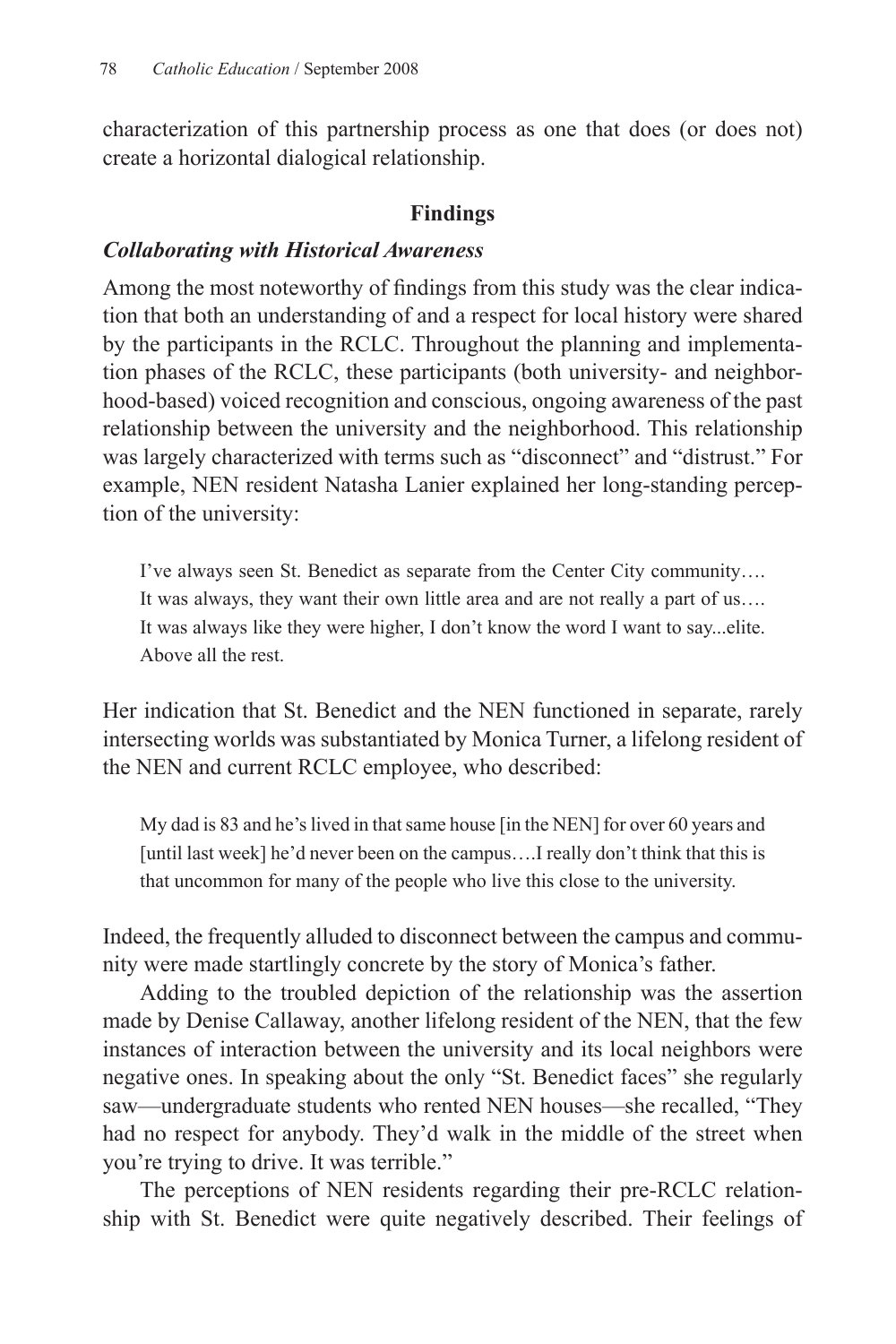characterization of this partnership process as one that does (or does not) create a horizontal dialogical relationship.

## Findings

### *Collaborating with Historical Awareness*

Among the most noteworthy of findings from this study was the clear indication that both an understanding of and a respect for local history were shared by the participants in the RCLC. Throughout the planning and implementation phases of the RCLC, these participants (both university- and neighborhood-based) voiced recognition and conscious, ongoing awareness of the past relationship between the university and the neighborhood. This relationship was largely characterized with terms such as "disconnect" and "distrust." For example, NEN resident Natasha Lanier explained her long-standing perception of the university:

> I've always seen St. Benedict as separate from the Center City community…. It was always, they want their own little area and are not really a part of us…. It was always like they were higher, I don't know the word I want to say...elite. Above all the rest.

Her indication that St. Benedict and the NEN functioned in separate, rarely intersecting worlds was substantiated by Monica Turner, a lifelong resident of the NEN and current RCLC employee, who described:

> My dad is 83 and he's lived in that same house [in the NEN] for over 60 years and [until last week] he'd never been on the campus….I really don't think that this is that uncommon for many of the people who live this close to the university.

Indeed, the frequently alluded to disconnect between the campus and community were made startlingly concrete by the story of Monica's father.

Adding to the troubled depiction of the relationship was the assertion made by Denise Callaway, another lifelong resident of the NEN, that the few instances of interaction between the university and its local neighbors were negative ones. In speaking about the only "St. Benedict faces" she regularly saw—undergraduate students who rented NEN houses—she recalled, "They had no respect for anybody. They'd walk in the middle of the street when you're trying to drive. It was terrible."

The perceptions of NEN residents regarding their pre-RCLC relationship with St. Benedict were quite negatively described. Their feelings of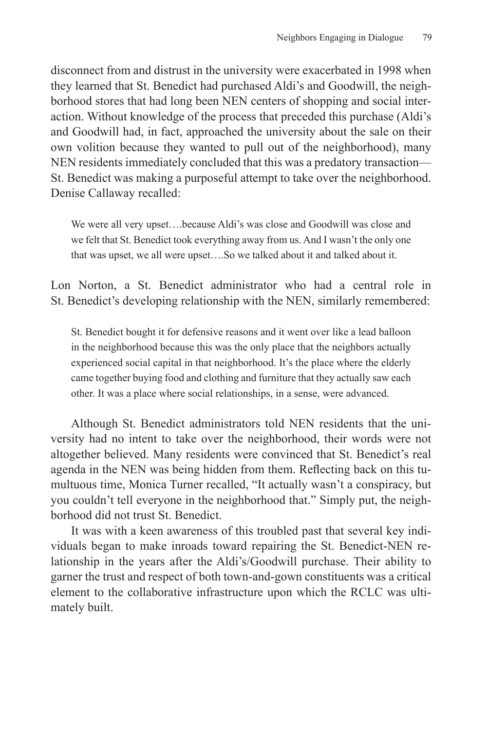disconnect from and distrust in the university were exacerbated in 1998 when they learned that St. Benedict had purchased Aldi's and Goodwill, the neighborhood stores that had long been NEN centers of shopping and social interaction. Without knowledge of the process that preceded this purchase (Aldi's and Goodwill had, in fact, approached the university about the sale on their own volition because they wanted to pull out of the neighborhood), many NEN residents immediately concluded that this was a predatory transaction—St. Benedict was making a purposeful attempt to take over the neighborhood. Denise Callaway recalled:

> We were all very upset….because Aldi's was close and Goodwill was close and we felt that St. Benedict took everything away from us. And I wasn't the only one that was upset, we all were upset….So we talked about it and talked about it.

Lon Norton, a St. Benedict administrator who had a central role in St. Benedict's developing relationship with the NEN, similarly remembered:

> St. Benedict bought it for defensive reasons and it went over like a lead balloon in the neighborhood because this was the only place that the neighbors actually experienced social capital in that neighborhood. It's the place where the elderly came together buying food and clothing and furniture that they actually saw each other. It was a place where social relationships, in a sense, were advanced.

Although St. Benedict administrators told NEN residents that the university had no intent to take over the neighborhood, their words were not altogether believed. Many residents were convinced that St. Benedict's real agenda in the NEN was being hidden from them. Reflecting back on this tumultuous time, Monica Turner recalled, "It actually wasn't a conspiracy, but you couldn't tell everyone in the neighborhood that." Simply put, the neighborhood did not trust St. Benedict.

It was with a keen awareness of this troubled past that several key individuals began to make inroads toward repairing the St. Benedict-NEN relationship in the years after the Aldi's/Goodwill purchase. Their ability to garner the trust and respect of both town-and-gown constituents was a critical element to the collaborative infrastructure upon which the RCLC was ultimately built.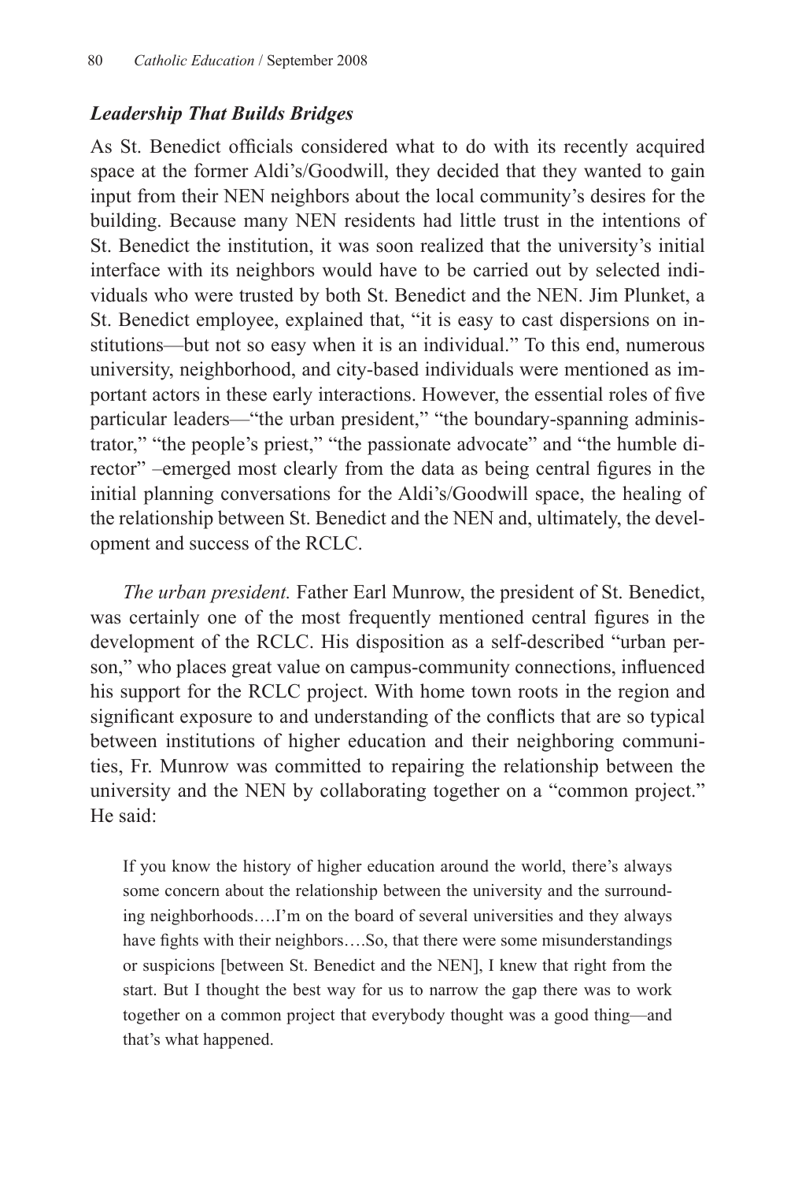### *Leadership That Builds Bridges*

As St. Benedict officials considered what to do with its recently acquired space at the former Aldi's/Goodwill, they decided that they wanted to gain input from their NEN neighbors about the local community's desires for the building. Because many NEN residents had little trust in the intentions of St. Benedict the institution, it was soon realized that the university's initial interface with its neighbors would have to be carried out by selected individuals who were trusted by both St. Benedict and the NEN. Jim Plunket, a St. Benedict employee, explained that, "it is easy to cast dispersions on institutions—but not so easy when it is an individual." To this end, numerous university, neighborhood, and city-based individuals were mentioned as important actors in these early interactions. However, the essential roles of five particular leaders—"the urban president," "the boundary-spanning administrator," "the people's priest," "the passionate advocate" and "the humble director" –emerged most clearly from the data as being central figures in the initial planning conversations for the Aldi's/Goodwill space, the healing of the relationship between St. Benedict and the NEN and, ultimately, the development and success of the RCLC.

*The urban president.* Father Earl Munrow, the president of St. Benedict, was certainly one of the most frequently mentioned central figures in the development of the RCLC. His disposition as a self-described "urban person," who places great value on campus-community connections, influenced his support for the RCLC project. With home town roots in the region and significant exposure to and understanding of the conflicts that are so typical between institutions of higher education and their neighboring communities, Fr. Munrow was committed to repairing the relationship between the university and the NEN by collaborating together on a "common project." He said:

> If you know the history of higher education around the world, there's always some concern about the relationship between the university and the surrounding neighborhoods….I'm on the board of several universities and they always have fights with their neighbors….So, that there were some misunderstandings or suspicions [between St. Benedict and the NEN], I knew that right from the start. But I thought the best way for us to narrow the gap there was to work together on a common project that everybody thought was a good thing—and that's what happened.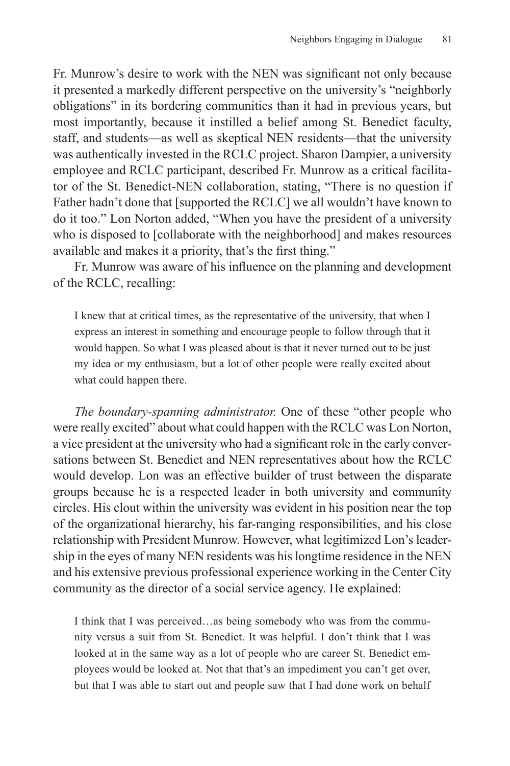Fr. Munrow's desire to work with the NEN was significant not only because it presented a markedly different perspective on the university's "neighborly obligations" in its bordering communities than it had in previous years, but most importantly, because it instilled a belief among St. Benedict faculty, staff, and students—as well as skeptical NEN residents—that the university was authentically invested in the RCLC project. Sharon Dampier, a university employee and RCLC participant, described Fr. Munrow as a critical facilitator of the St. Benedict-NEN collaboration, stating, "There is no question if Father hadn't done that [supported the RCLC] we all wouldn't have known to do it too." Lon Norton added, "When you have the president of a university who is disposed to [collaborate with the neighborhood] and makes resources available and makes it a priority, that's the first thing."

Fr. Munrow was aware of his influence on the planning and development of the RCLC, recalling:

> I knew that at critical times, as the representative of the university, that when I express an interest in something and encourage people to follow through that it would happen. So what I was pleased about is that it never turned out to be just my idea or my enthusiasm, but a lot of other people were really excited about what could happen there.

*The boundary-spanning administrator.* One of these "other people who were really excited" about what could happen with the RCLC was Lon Norton, a vice president at the university who had a significant role in the early conversations between St. Benedict and NEN representatives about how the RCLC would develop. Lon was an effective builder of trust between the disparate groups because he is a respected leader in both university and community circles. His clout within the university was evident in his position near the top of the organizational hierarchy, his far-ranging responsibilities, and his close relationship with President Munrow. However, what legitimized Lon's leadership in the eyes of many NEN residents was his longtime residence in the NEN and his extensive previous professional experience working in the Center City community as the director of a social service agency. He explained:

> I think that I was perceived…as being somebody who was from the community versus a suit from St. Benedict. It was helpful. I don't think that I was looked at in the same way as a lot of people who are career St. Benedict employees would be looked at. Not that that's an impediment you can't get over, but that I was able to start out and people saw that I had done work on behalf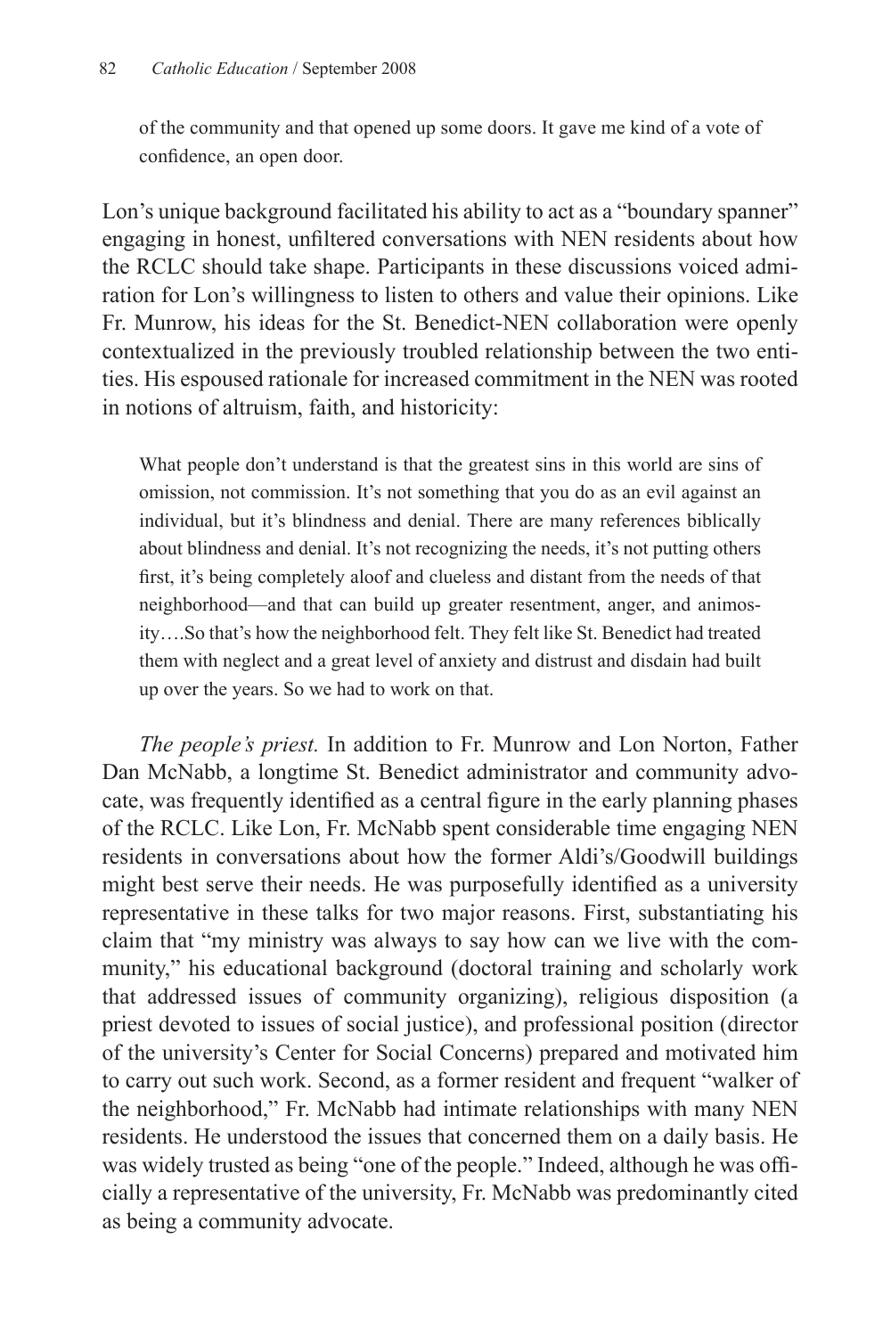of the community and that opened up some doors. It gave me kind of a vote of confidence, an open door.

Lon's unique background facilitated his ability to act as a "boundary spanner" engaging in honest, unfiltered conversations with NEN residents about how the RCLC should take shape. Participants in these discussions voiced admiration for Lon's willingness to listen to others and value their opinions. Like Fr. Munrow, his ideas for the St. Benedict-NEN collaboration were openly contextualized in the previously troubled relationship between the two entities. His espoused rationale for increased commitment in the NEN was rooted in notions of altruism, faith, and historicity:

> What people don't understand is that the greatest sins in this world are sins of omission, not commission. It's not something that you do as an evil against an individual, but it's blindness and denial. There are many references biblically about blindness and denial. It's not recognizing the needs, it's not putting others first, it's being completely aloof and clueless and distant from the needs of that neighborhood—and that can build up greater resentment, anger, and animosity….So that's how the neighborhood felt. They felt like St. Benedict had treated them with neglect and a great level of anxiety and distrust and disdain had built up over the years. So we had to work on that.

*The people's priest.* In addition to Fr. Munrow and Lon Norton, Father Dan McNabb, a longtime St. Benedict administrator and community advocate, was frequently identified as a central figure in the early planning phases of the RCLC. Like Lon, Fr. McNabb spent considerable time engaging NEN residents in conversations about how the former Aldi's/Goodwill buildings might best serve their needs. He was purposefully identified as a university representative in these talks for two major reasons. First, substantiating his claim that "my ministry was always to say how can we live with the community," his educational background (doctoral training and scholarly work that addressed issues of community organizing), religious disposition (a priest devoted to issues of social justice), and professional position (director of the university's Center for Social Concerns) prepared and motivated him to carry out such work. Second, as a former resident and frequent "walker of the neighborhood," Fr. McNabb had intimate relationships with many NEN residents. He understood the issues that concerned them on a daily basis. He was widely trusted as being "one of the people." Indeed, although he was officially a representative of the university, Fr. McNabb was predominantly cited as being a community advocate.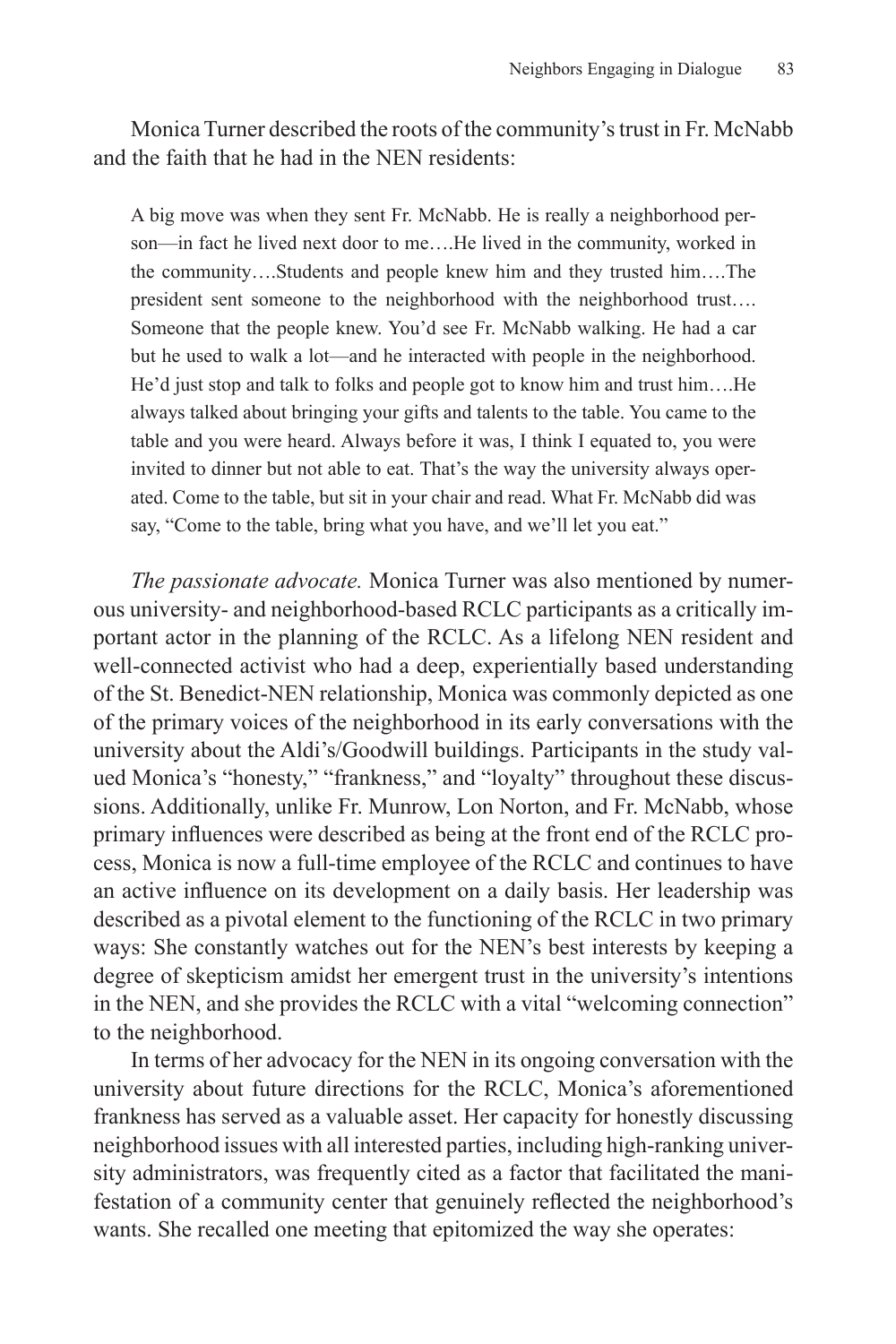Monica Turner described the roots of the community's trust in Fr. McNabb and the faith that he had in the NEN residents:

> A big move was when they sent Fr. McNabb. He is really a neighborhood person—in fact he lived next door to me….He lived in the community, worked in the community….Students and people knew him and they trusted him….The president sent someone to the neighborhood with the neighborhood trust…. Someone that the people knew. You'd see Fr. McNabb walking. He had a car but he used to walk a lot—and he interacted with people in the neighborhood. He'd just stop and talk to folks and people got to know him and trust him….He always talked about bringing your gifts and talents to the table. You came to the table and you were heard. Always before it was, I think I equated to, you were invited to dinner but not able to eat. That's the way the university always operated. Come to the table, but sit in your chair and read. What Fr. McNabb did was say, "Come to the table, bring what you have, and we'll let you eat."

*The passionate advocate.* Monica Turner was also mentioned by numerous university- and neighborhood-based RCLC participants as a critically important actor in the planning of the RCLC. As a lifelong NEN resident and well-connected activist who had a deep, experientially based understanding of the St. Benedict-NEN relationship, Monica was commonly depicted as one of the primary voices of the neighborhood in its early conversations with the university about the Aldi's/Goodwill buildings. Participants in the study valued Monica's "honesty," "frankness," and "loyalty" throughout these discussions. Additionally, unlike Fr. Munrow, Lon Norton, and Fr. McNabb, whose primary influences were described as being at the front end of the RCLC process, Monica is now a full-time employee of the RCLC and continues to have an active influence on its development on a daily basis. Her leadership was described as a pivotal element to the functioning of the RCLC in two primary ways: She constantly watches out for the NEN's best interests by keeping a degree of skepticism amidst her emergent trust in the university's intentions in the NEN, and she provides the RCLC with a vital "welcoming connection" to the neighborhood.

In terms of her advocacy for the NEN in its ongoing conversation with the university about future directions for the RCLC, Monica's aforementioned frankness has served as a valuable asset. Her capacity for honestly discussing neighborhood issues with all interested parties, including high-ranking university administrators, was frequently cited as a factor that facilitated the manifestation of a community center that genuinely reflected the neighborhood's wants. She recalled one meeting that epitomized the way she operates: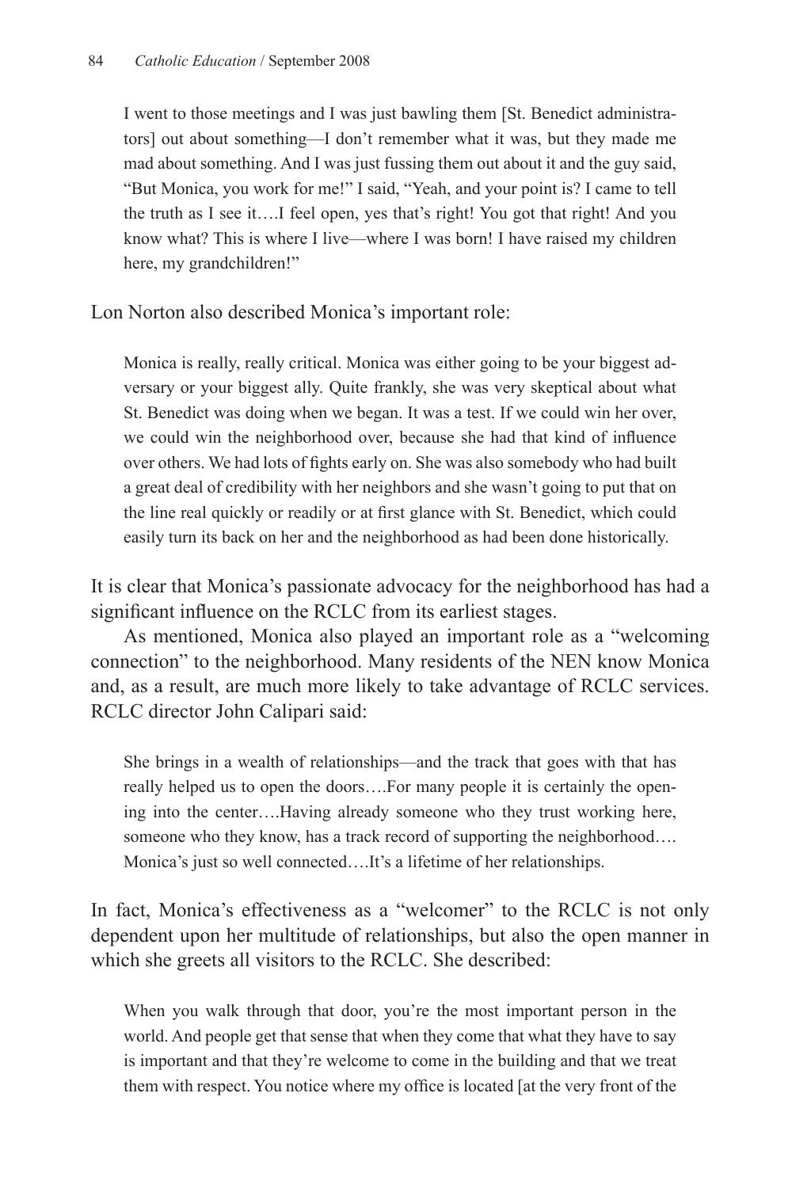> I went to those meetings and I was just bawling them [St. Benedict administrators] out about something—I don't remember what it was, but they made me mad about something. And I was just fussing them out about it and the guy said, "But Monica, you work for me!" I said, "Yeah, and your point is? I came to tell the truth as I see it….I feel open, yes that's right! You got that right! And you know what? This is where I live—where I was born! I have raised my children here, my grandchildren!"

Lon Norton also described Monica's important role:

> Monica is really, really critical. Monica was either going to be your biggest adversary or your biggest ally. Quite frankly, she was very skeptical about what St. Benedict was doing when we began. It was a test. If we could win her over, we could win the neighborhood over, because she had that kind of influence over others. We had lots of fights early on. She was also somebody who had built a great deal of credibility with her neighbors and she wasn't going to put that on the line real quickly or readily or at first glance with St. Benedict, which could easily turn its back on her and the neighborhood as had been done historically.

It is clear that Monica's passionate advocacy for the neighborhood has had a significant influence on the RCLC from its earliest stages.

As mentioned, Monica also played an important role as a "welcoming connection" to the neighborhood. Many residents of the NEN know Monica and, as a result, are much more likely to take advantage of RCLC services. RCLC director John Calipari said:

> She brings in a wealth of relationships—and the track that goes with that has really helped us to open the doors….For many people it is certainly the opening into the center….Having already someone who they trust working here, someone who they know, has a track record of supporting the neighborhood…. Monica's just so well connected….It's a lifetime of her relationships.

In fact, Monica's effectiveness as a "welcomer" to the RCLC is not only dependent upon her multitude of relationships, but also the open manner in which she greets all visitors to the RCLC. She described:

> When you walk through that door, you're the most important person in the world. And people get that sense that when they come that what they have to say is important and that they're welcome to come in the building and that we treat them with respect. You notice where my office is located [at the very front of the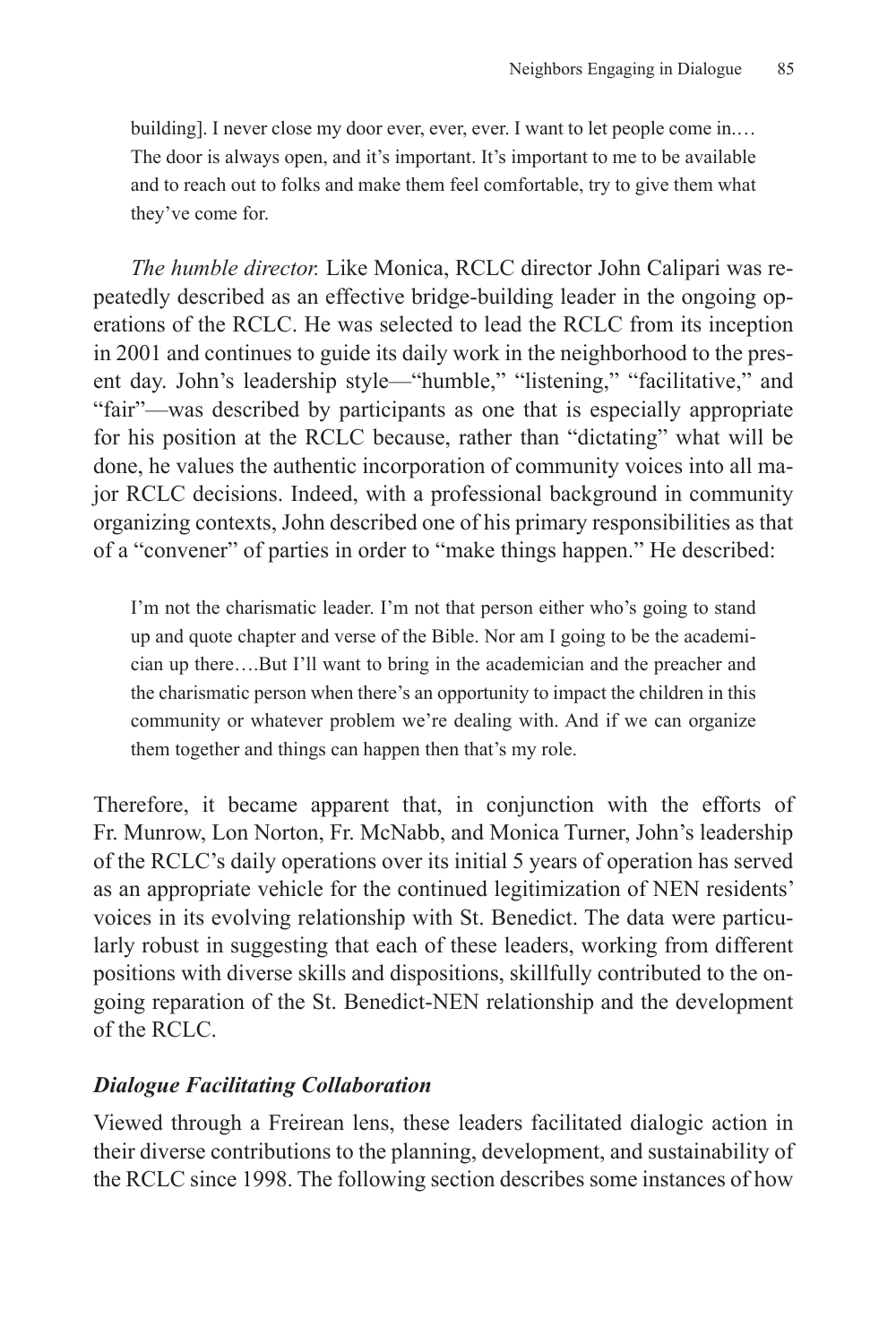> building]. I never close my door ever, ever, ever. I want to let people come in.… The door is always open, and it's important. It's important to me to be available and to reach out to folks and make them feel comfortable, try to give them what they've come for.

*The humble director.* Like Monica, RCLC director John Calipari was repeatedly described as an effective bridge-building leader in the ongoing operations of the RCLC. He was selected to lead the RCLC from its inception in 2001 and continues to guide its daily work in the neighborhood to the present day. John's leadership style—"humble," "listening," "facilitative," and "fair"—was described by participants as one that is especially appropriate for his position at the RCLC because, rather than "dictating" what will be done, he values the authentic incorporation of community voices into all major RCLC decisions. Indeed, with a professional background in community organizing contexts, John described one of his primary responsibilities as that of a "convener" of parties in order to "make things happen." He described:

> I'm not the charismatic leader. I'm not that person either who's going to stand up and quote chapter and verse of the Bible. Nor am I going to be the academician up there….But I'll want to bring in the academician and the preacher and the charismatic person when there's an opportunity to impact the children in this community or whatever problem we're dealing with. And if we can organize them together and things can happen then that's my role.

Therefore, it became apparent that, in conjunction with the efforts of Fr. Munrow, Lon Norton, Fr. McNabb, and Monica Turner, John's leadership of the RCLC's daily operations over its initial 5 years of operation has served as an appropriate vehicle for the continued legitimization of NEN residents' voices in its evolving relationship with St. Benedict. The data were particularly robust in suggesting that each of these leaders, working from different positions with diverse skills and dispositions, skillfully contributed to the ongoing reparation of the St. Benedict-NEN relationship and the development of the RCLC.

### *Dialogue Facilitating Collaboration*

Viewed through a Freirean lens, these leaders facilitated dialogic action in their diverse contributions to the planning, development, and sustainability of the RCLC since 1998. The following section describes some instances of how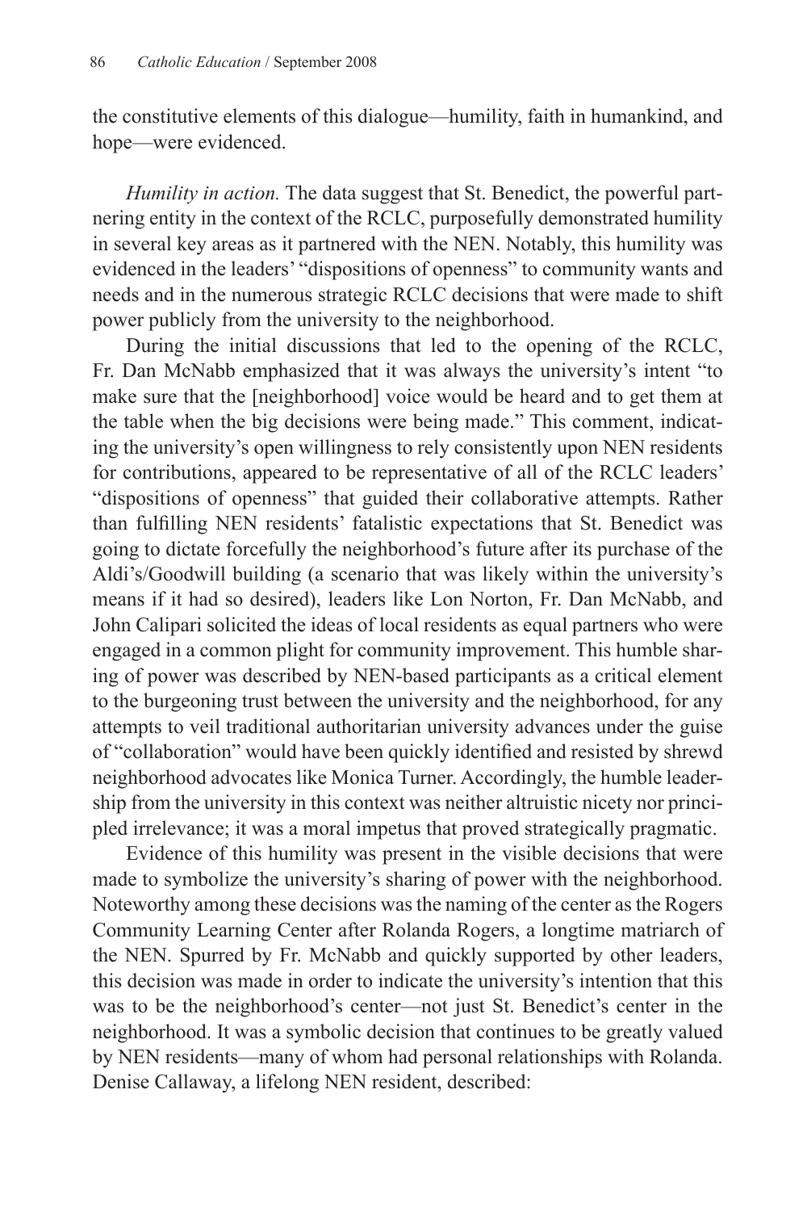the constitutive elements of this dialogue—humility, faith in humankind, and hope—were evidenced.

*Humility in action.* The data suggest that St. Benedict, the powerful partnering entity in the context of the RCLC, purposefully demonstrated humility in several key areas as it partnered with the NEN. Notably, this humility was evidenced in the leaders' "dispositions of openness" to community wants and needs and in the numerous strategic RCLC decisions that were made to shift power publicly from the university to the neighborhood.

During the initial discussions that led to the opening of the RCLC, Fr. Dan McNabb emphasized that it was always the university's intent "to make sure that the [neighborhood] voice would be heard and to get them at the table when the big decisions were being made." This comment, indicating the university's open willingness to rely consistently upon NEN residents for contributions, appeared to be representative of all of the RCLC leaders' "dispositions of openness" that guided their collaborative attempts. Rather than fulfilling NEN residents' fatalistic expectations that St. Benedict was going to dictate forcefully the neighborhood's future after its purchase of the Aldi's/Goodwill building (a scenario that was likely within the university's means if it had so desired), leaders like Lon Norton, Fr. Dan McNabb, and John Calipari solicited the ideas of local residents as equal partners who were engaged in a common plight for community improvement. This humble sharing of power was described by NEN-based participants as a critical element to the burgeoning trust between the university and the neighborhood, for any attempts to veil traditional authoritarian university advances under the guise of "collaboration" would have been quickly identified and resisted by shrewd neighborhood advocates like Monica Turner. Accordingly, the humble leadership from the university in this context was neither altruistic nicety nor principled irrelevance; it was a moral impetus that proved strategically pragmatic.

Evidence of this humility was present in the visible decisions that were made to symbolize the university's sharing of power with the neighborhood. Noteworthy among these decisions was the naming of the center as the Rogers Community Learning Center after Rolanda Rogers, a longtime matriarch of the NEN. Spurred by Fr. McNabb and quickly supported by other leaders, this decision was made in order to indicate the university's intention that this was to be the neighborhood's center—not just St. Benedict's center in the neighborhood. It was a symbolic decision that continues to be greatly valued by NEN residents—many of whom had personal relationships with Rolanda. Denise Callaway, a lifelong NEN resident, described: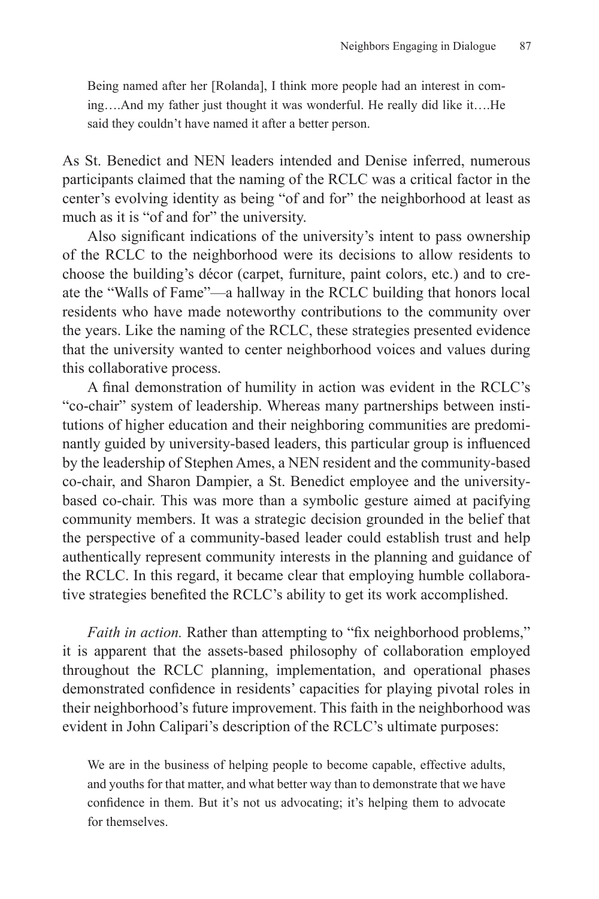> Being named after her [Rolanda], I think more people had an interest in coming….And my father just thought it was wonderful. He really did like it….He said they couldn't have named it after a better person.

As St. Benedict and NEN leaders intended and Denise inferred, numerous participants claimed that the naming of the RCLC was a critical factor in the center's evolving identity as being "of and for" the neighborhood at least as much as it is "of and for" the university.

Also significant indications of the university's intent to pass ownership of the RCLC to the neighborhood were its decisions to allow residents to choose the building's décor (carpet, furniture, paint colors, etc.) and to create the "Walls of Fame"—a hallway in the RCLC building that honors local residents who have made noteworthy contributions to the community over the years. Like the naming of the RCLC, these strategies presented evidence that the university wanted to center neighborhood voices and values during this collaborative process.

A final demonstration of humility in action was evident in the RCLC's "co-chair" system of leadership. Whereas many partnerships between institutions of higher education and their neighboring communities are predominantly guided by university-based leaders, this particular group is influenced by the leadership of Stephen Ames, a NEN resident and the community-based co-chair, and Sharon Dampier, a St. Benedict employee and the university-based co-chair. This was more than a symbolic gesture aimed at pacifying community members. It was a strategic decision grounded in the belief that the perspective of a community-based leader could establish trust and help authentically represent community interests in the planning and guidance of the RCLC. In this regard, it became clear that employing humble collaborative strategies benefited the RCLC's ability to get its work accomplished.

*Faith in action.* Rather than attempting to "fix neighborhood problems," it is apparent that the assets-based philosophy of collaboration employed throughout the RCLC planning, implementation, and operational phases demonstrated confidence in residents' capacities for playing pivotal roles in their neighborhood's future improvement. This faith in the neighborhood was evident in John Calipari's description of the RCLC's ultimate purposes:

> We are in the business of helping people to become capable, effective adults, and youths for that matter, and what better way than to demonstrate that we have confidence in them. But it's not us advocating; it's helping them to advocate for themselves.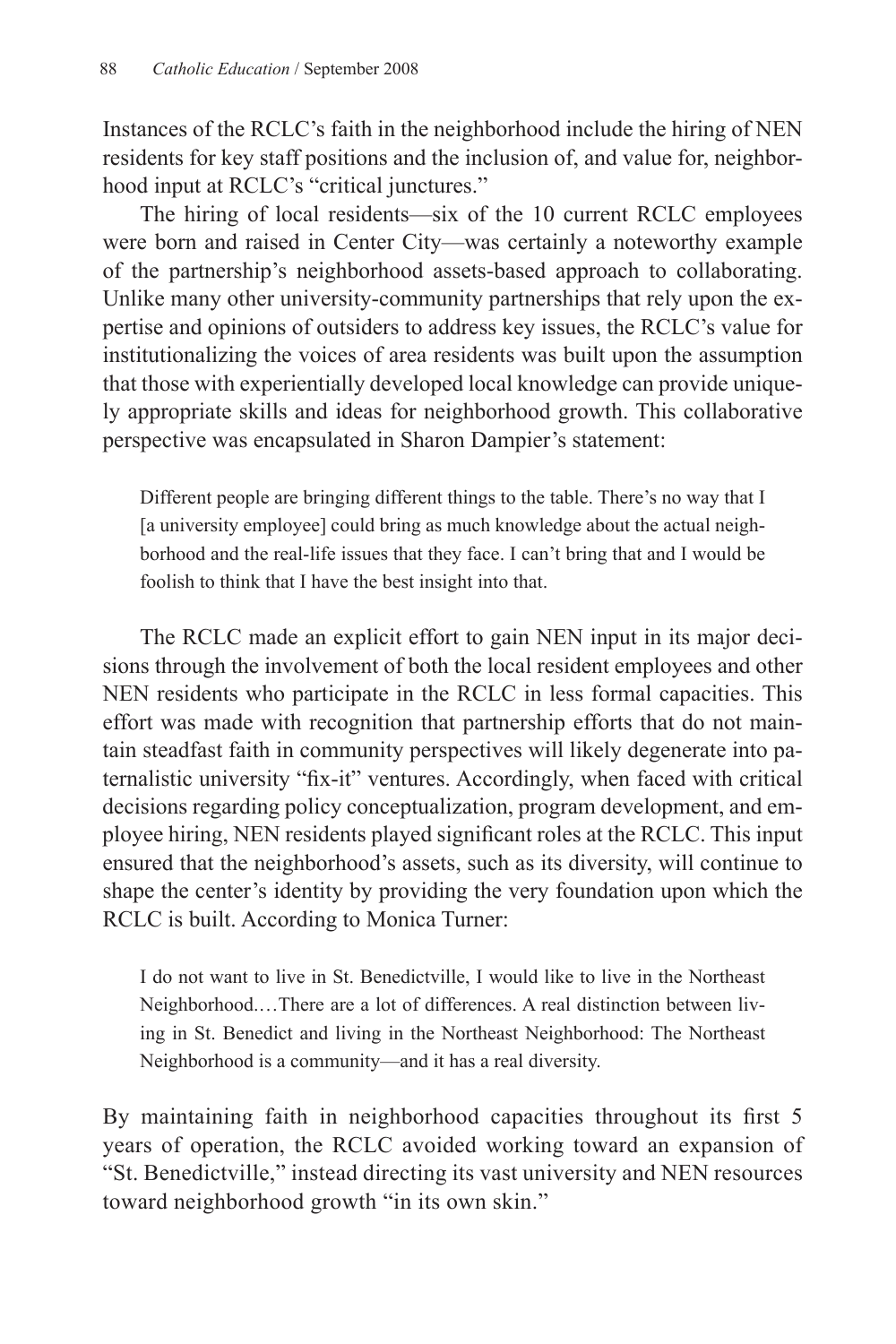Instances of the RCLC's faith in the neighborhood include the hiring of NEN residents for key staff positions and the inclusion of, and value for, neighborhood input at RCLC's "critical junctures."

The hiring of local residents—six of the 10 current RCLC employees were born and raised in Center City—was certainly a noteworthy example of the partnership's neighborhood assets-based approach to collaborating. Unlike many other university-community partnerships that rely upon the expertise and opinions of outsiders to address key issues, the RCLC's value for institutionalizing the voices of area residents was built upon the assumption that those with experientially developed local knowledge can provide uniquely appropriate skills and ideas for neighborhood growth. This collaborative perspective was encapsulated in Sharon Dampier's statement:

> Different people are bringing different things to the table. There's no way that I [a university employee] could bring as much knowledge about the actual neighborhood and the real-life issues that they face. I can't bring that and I would be foolish to think that I have the best insight into that.

The RCLC made an explicit effort to gain NEN input in its major decisions through the involvement of both the local resident employees and other NEN residents who participate in the RCLC in less formal capacities. This effort was made with recognition that partnership efforts that do not maintain steadfast faith in community perspectives will likely degenerate into paternalistic university "fix-it" ventures. Accordingly, when faced with critical decisions regarding policy conceptualization, program development, and employee hiring, NEN residents played significant roles at the RCLC. This input ensured that the neighborhood's assets, such as its diversity, will continue to shape the center's identity by providing the very foundation upon which the RCLC is built. According to Monica Turner:

> I do not want to live in St. Benedictville, I would like to live in the Northeast Neighborhood.…There are a lot of differences. A real distinction between living in St. Benedict and living in the Northeast Neighborhood: The Northeast Neighborhood is a community—and it has a real diversity.

By maintaining faith in neighborhood capacities throughout its first 5 years of operation, the RCLC avoided working toward an expansion of "St. Benedictville," instead directing its vast university and NEN resources toward neighborhood growth "in its own skin."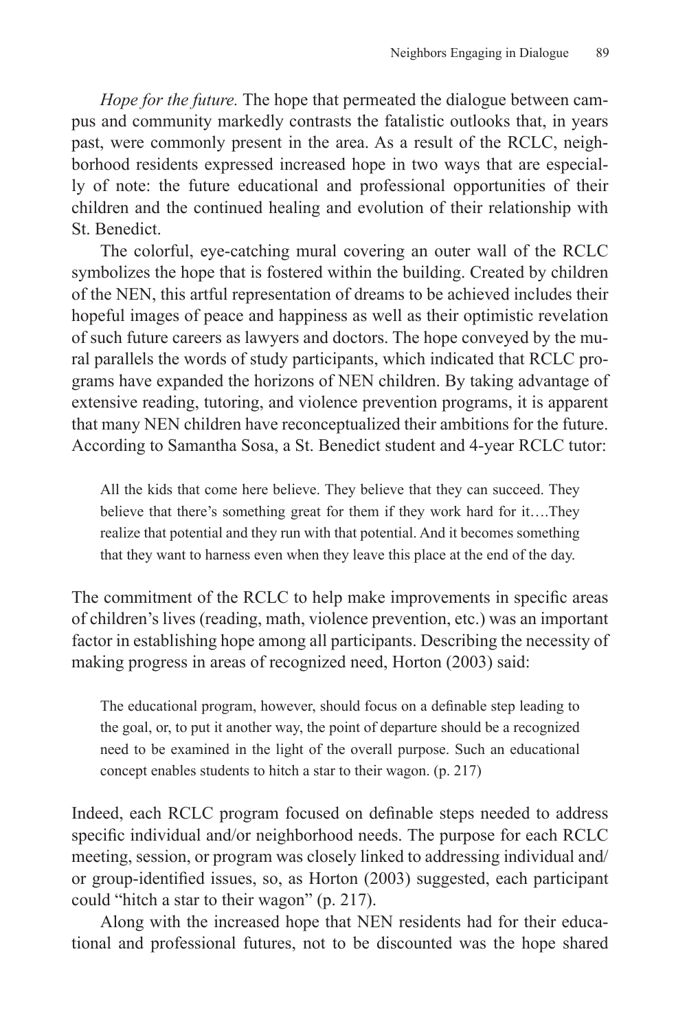*Hope for the future.* The hope that permeated the dialogue between campus and community markedly contrasts the fatalistic outlooks that, in years past, were commonly present in the area. As a result of the RCLC, neighborhood residents expressed increased hope in two ways that are especially of note: the future educational and professional opportunities of their children and the continued healing and evolution of their relationship with St. Benedict.

The colorful, eye-catching mural covering an outer wall of the RCLC symbolizes the hope that is fostered within the building. Created by children of the NEN, this artful representation of dreams to be achieved includes their hopeful images of peace and happiness as well as their optimistic revelation of such future careers as lawyers and doctors. The hope conveyed by the mural parallels the words of study participants, which indicated that RCLC programs have expanded the horizons of NEN children. By taking advantage of extensive reading, tutoring, and violence prevention programs, it is apparent that many NEN children have reconceptualized their ambitions for the future. According to Samantha Sosa, a St. Benedict student and 4-year RCLC tutor:

> All the kids that come here believe. They believe that they can succeed. They believe that there's something great for them if they work hard for it….They realize that potential and they run with that potential. And it becomes something that they want to harness even when they leave this place at the end of the day.

The commitment of the RCLC to help make improvements in specific areas of children's lives (reading, math, violence prevention, etc.) was an important factor in establishing hope among all participants. Describing the necessity of making progress in areas of recognized need, Horton (2003) said:

> The educational program, however, should focus on a definable step leading to the goal, or, to put it another way, the point of departure should be a recognized need to be examined in the light of the overall purpose. Such an educational concept enables students to hitch a star to their wagon. (p. 217)

Indeed, each RCLC program focused on definable steps needed to address specific individual and/or neighborhood needs. The purpose for each RCLC meeting, session, or program was closely linked to addressing individual and/or group-identified issues, so, as Horton (2003) suggested, each participant could "hitch a star to their wagon" (p. 217).

Along with the increased hope that NEN residents had for their educational and professional futures, not to be discounted was the hope shared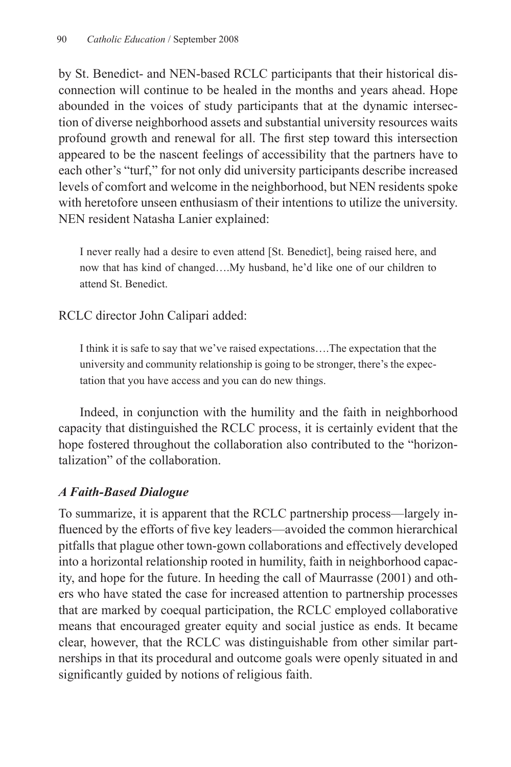by St. Benedict- and NEN-based RCLC participants that their historical disconnection will continue to be healed in the months and years ahead. Hope abounded in the voices of study participants that at the dynamic intersection of diverse neighborhood assets and substantial university resources waits profound growth and renewal for all. The first step toward this intersection appeared to be the nascent feelings of accessibility that the partners have to each other's "turf," for not only did university participants describe increased levels of comfort and welcome in the neighborhood, but NEN residents spoke with heretofore unseen enthusiasm of their intentions to utilize the university. NEN resident Natasha Lanier explained:

> I never really had a desire to even attend [St. Benedict], being raised here, and now that has kind of changed….My husband, he'd like one of our children to attend St. Benedict.

RCLC director John Calipari added:

> I think it is safe to say that we've raised expectations….The expectation that the university and community relationship is going to be stronger, there's the expectation that you have access and you can do new things.

Indeed, in conjunction with the humility and the faith in neighborhood capacity that distinguished the RCLC process, it is certainly evident that the hope fostered throughout the collaboration also contributed to the "horizontalization" of the collaboration.

### *A Faith-Based Dialogue*

To summarize, it is apparent that the RCLC partnership process—largely influenced by the efforts of five key leaders—avoided the common hierarchical pitfalls that plague other town-gown collaborations and effectively developed into a horizontal relationship rooted in humility, faith in neighborhood capacity, and hope for the future. In heeding the call of Maurrasse (2001) and others who have stated the case for increased attention to partnership processes that are marked by coequal participation, the RCLC employed collaborative means that encouraged greater equity and social justice as ends. It became clear, however, that the RCLC was distinguishable from other similar partnerships in that its procedural and outcome goals were openly situated in and significantly guided by notions of religious faith.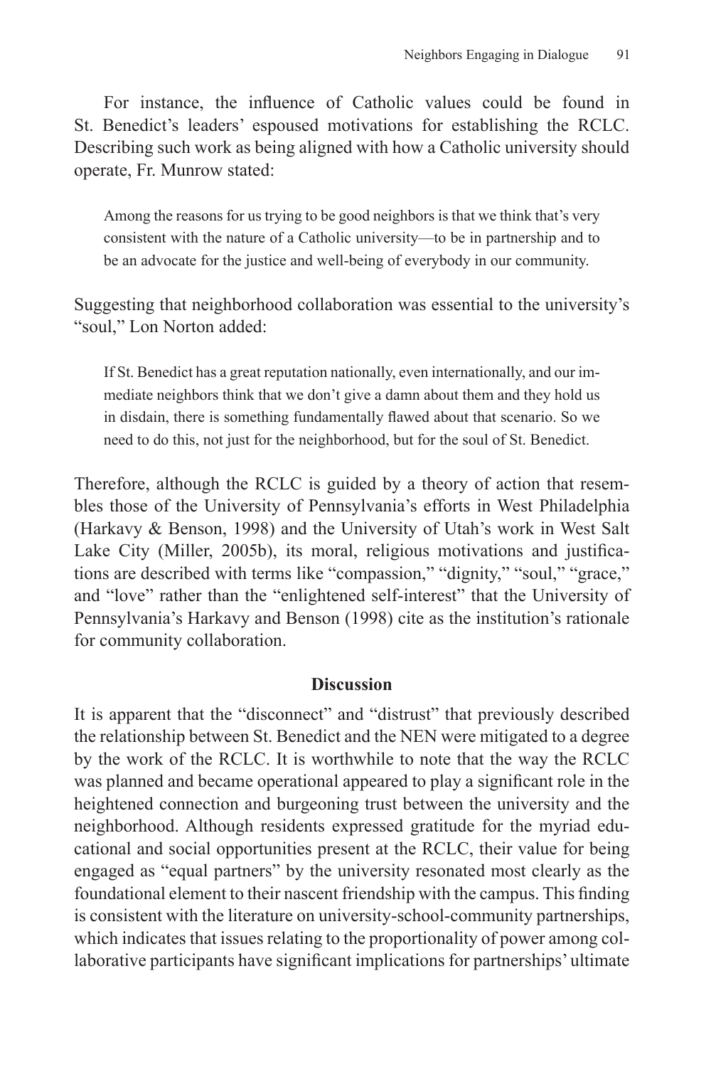For instance, the influence of Catholic values could be found in St. Benedict's leaders' espoused motivations for establishing the RCLC. Describing such work as being aligned with how a Catholic university should operate, Fr. Munrow stated:

> Among the reasons for us trying to be good neighbors is that we think that's very consistent with the nature of a Catholic university—to be in partnership and to be an advocate for the justice and well-being of everybody in our community.

Suggesting that neighborhood collaboration was essential to the university's "soul," Lon Norton added:

> If St. Benedict has a great reputation nationally, even internationally, and our immediate neighbors think that we don't give a damn about them and they hold us in disdain, there is something fundamentally flawed about that scenario. So we need to do this, not just for the neighborhood, but for the soul of St. Benedict.

Therefore, although the RCLC is guided by a theory of action that resembles those of the University of Pennsylvania's efforts in West Philadelphia (Harkavy & Benson, 1998) and the University of Utah's work in West Salt Lake City (Miller, 2005b), its moral, religious motivations and justifications are described with terms like "compassion," "dignity," "soul," "grace," and "love" rather than the "enlightened self-interest" that the University of Pennsylvania's Harkavy and Benson (1998) cite as the institution's rationale for community collaboration.

## Discussion

It is apparent that the "disconnect" and "distrust" that previously described the relationship between St. Benedict and the NEN were mitigated to a degree by the work of the RCLC. It is worthwhile to note that the way the RCLC was planned and became operational appeared to play a significant role in the heightened connection and burgeoning trust between the university and the neighborhood. Although residents expressed gratitude for the myriad educational and social opportunities present at the RCLC, their value for being engaged as "equal partners" by the university resonated most clearly as the foundational element to their nascent friendship with the campus. This finding is consistent with the literature on university-school-community partnerships, which indicates that issues relating to the proportionality of power among collaborative participants have significant implications for partnerships' ultimate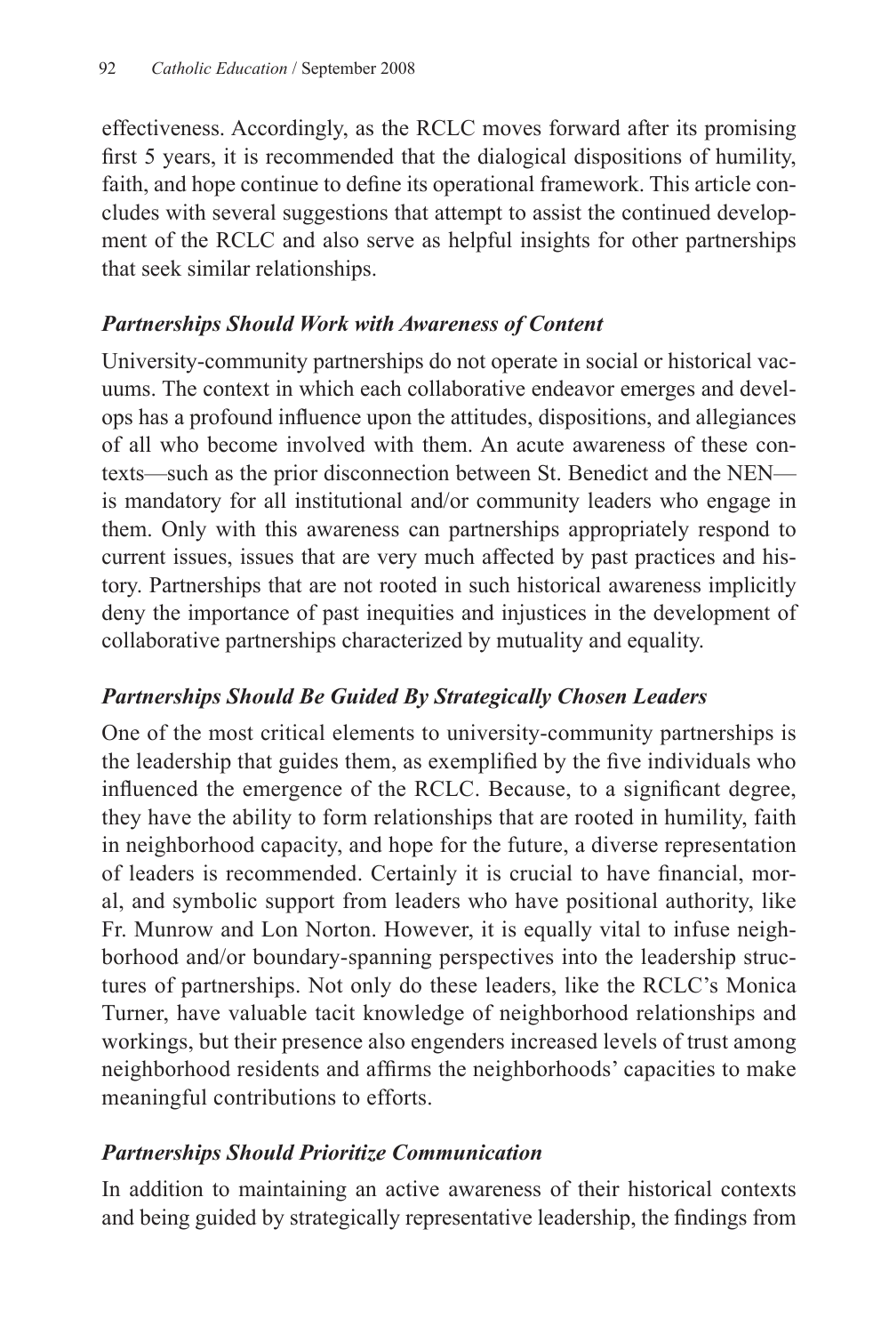effectiveness. Accordingly, as the RCLC moves forward after its promising first 5 years, it is recommended that the dialogical dispositions of humility, faith, and hope continue to define its operational framework. This article concludes with several suggestions that attempt to assist the continued development of the RCLC and also serve as helpful insights for other partnerships that seek similar relationships.

### *Partnerships Should Work with Awareness of Content*

University-community partnerships do not operate in social or historical vacuums. The context in which each collaborative endeavor emerges and develops has a profound influence upon the attitudes, dispositions, and allegiances of all who become involved with them. An acute awareness of these contexts—such as the prior disconnection between St. Benedict and the NEN—is mandatory for all institutional and/or community leaders who engage in them. Only with this awareness can partnerships appropriately respond to current issues, issues that are very much affected by past practices and history. Partnerships that are not rooted in such historical awareness implicitly deny the importance of past inequities and injustices in the development of collaborative partnerships characterized by mutuality and equality.

### *Partnerships Should Be Guided By Strategically Chosen Leaders*

One of the most critical elements to university-community partnerships is the leadership that guides them, as exemplified by the five individuals who influenced the emergence of the RCLC. Because, to a significant degree, they have the ability to form relationships that are rooted in humility, faith in neighborhood capacity, and hope for the future, a diverse representation of leaders is recommended. Certainly it is crucial to have financial, moral, and symbolic support from leaders who have positional authority, like Fr. Munrow and Lon Norton. However, it is equally vital to infuse neighborhood and/or boundary-spanning perspectives into the leadership structures of partnerships. Not only do these leaders, like the RCLC's Monica Turner, have valuable tacit knowledge of neighborhood relationships and workings, but their presence also engenders increased levels of trust among neighborhood residents and affirms the neighborhoods' capacities to make meaningful contributions to efforts.

### *Partnerships Should Prioritize Communication*

In addition to maintaining an active awareness of their historical contexts and being guided by strategically representative leadership, the findings from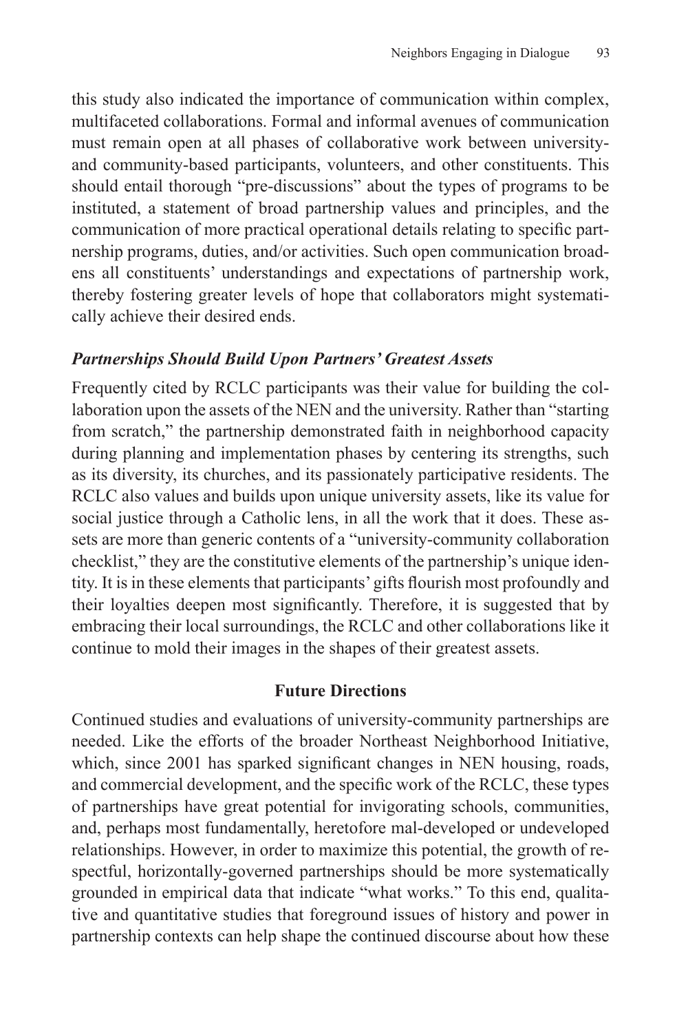this study also indicated the importance of communication within complex, multifaceted collaborations. Formal and informal avenues of communication must remain open at all phases of collaborative work between university- and community-based participants, volunteers, and other constituents. This should entail thorough "pre-discussions" about the types of programs to be instituted, a statement of broad partnership values and principles, and the communication of more practical operational details relating to specific partnership programs, duties, and/or activities. Such open communication broadens all constituents' understandings and expectations of partnership work, thereby fostering greater levels of hope that collaborators might systematically achieve their desired ends.

### *Partnerships Should Build Upon Partners' Greatest Assets*

Frequently cited by RCLC participants was their value for building the collaboration upon the assets of the NEN and the university. Rather than "starting from scratch," the partnership demonstrated faith in neighborhood capacity during planning and implementation phases by centering its strengths, such as its diversity, its churches, and its passionately participative residents. The RCLC also values and builds upon unique university assets, like its value for social justice through a Catholic lens, in all the work that it does. These assets are more than generic contents of a "university-community collaboration checklist," they are the constitutive elements of the partnership's unique identity. It is in these elements that participants' gifts flourish most profoundly and their loyalties deepen most significantly. Therefore, it is suggested that by embracing their local surroundings, the RCLC and other collaborations like it continue to mold their images in the shapes of their greatest assets.

## Future Directions

Continued studies and evaluations of university-community partnerships are needed. Like the efforts of the broader Northeast Neighborhood Initiative, which, since 2001 has sparked significant changes in NEN housing, roads, and commercial development, and the specific work of the RCLC, these types of partnerships have great potential for invigorating schools, communities, and, perhaps most fundamentally, heretofore mal-developed or undeveloped relationships. However, in order to maximize this potential, the growth of respectful, horizontally-governed partnerships should be more systematically grounded in empirical data that indicate "what works." To this end, qualitative and quantitative studies that foreground issues of history and power in partnership contexts can help shape the continued discourse about how these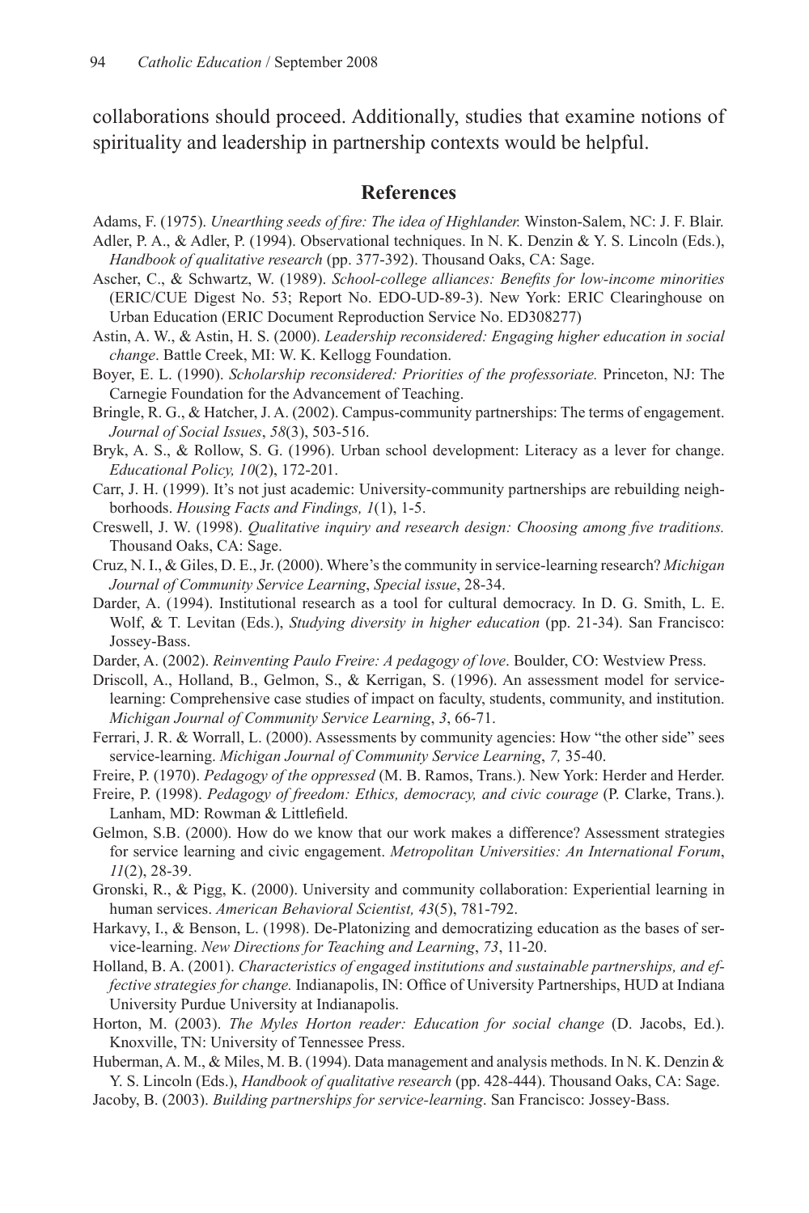collaborations should proceed. Additionally, studies that examine notions of spirituality and leadership in partnership contexts would be helpful.

## References

Adams, F. (1975). *Unearthing seeds of fire: The idea of Highlander.* Winston-Salem, NC: J. F. Blair.

Adler, P. A., & Adler, P. (1994). Observational techniques. In N. K. Denzin & Y. S. Lincoln (Eds.), *Handbook of qualitative research* (pp. 377-392). Thousand Oaks, CA: Sage.

Ascher, C., & Schwartz, W. (1989). *School-college alliances: Benefits for low-income minorities* (ERIC/CUE Digest No. 53; Report No. EDO-UD-89-3). New York: ERIC Clearinghouse on Urban Education (ERIC Document Reproduction Service No. ED308277)

Astin, A. W., & Astin, H. S. (2000). *Leadership reconsidered: Engaging higher education in social change*. Battle Creek, MI: W. K. Kellogg Foundation.

Boyer, E. L. (1990). *Scholarship reconsidered: Priorities of the professoriate.* Princeton, NJ: The Carnegie Foundation for the Advancement of Teaching.

Bringle, R. G., & Hatcher, J. A. (2002). Campus-community partnerships: The terms of engagement. *Journal of Social Issues*, *58*(3), 503-516.

Bryk, A. S., & Rollow, S. G. (1996). Urban school development: Literacy as a lever for change. *Educational Policy, 10*(2), 172-201.

Carr, J. H. (1999). It's not just academic: University-community partnerships are rebuilding neighborhoods. *Housing Facts and Findings, 1*(1), 1-5.

Creswell, J. W. (1998). *Qualitative inquiry and research design: Choosing among five traditions.* Thousand Oaks, CA: Sage.

Cruz, N. I., & Giles, D. E., Jr. (2000). Where's the community in service-learning research? *Michigan Journal of Community Service Learning*, *Special issue*, 28-34.

Darder, A. (1994). Institutional research as a tool for cultural democracy. In D. G. Smith, L. E. Wolf, & T. Levitan (Eds.), *Studying diversity in higher education* (pp. 21-34). San Francisco: Jossey-Bass.

Darder, A. (2002). *Reinventing Paulo Freire: A pedagogy of love*. Boulder, CO: Westview Press.

Driscoll, A., Holland, B., Gelmon, S., & Kerrigan, S. (1996). An assessment model for service-learning: Comprehensive case studies of impact on faculty, students, community, and institution. *Michigan Journal of Community Service Learning*, *3*, 66-71.

Ferrari, J. R. & Worrall, L. (2000). Assessments by community agencies: How "the other side" sees service-learning. *Michigan Journal of Community Service Learning*, *7,* 35-40.

Freire, P. (1970). *Pedagogy of the oppressed* (M. B. Ramos, Trans.). New York: Herder and Herder.

Freire, P. (1998). *Pedagogy of freedom: Ethics, democracy, and civic courage* (P. Clarke, Trans.). Lanham, MD: Rowman & Littlefield.

Gelmon, S.B. (2000). How do we know that our work makes a difference? Assessment strategies for service learning and civic engagement. *Metropolitan Universities: An International Forum*, *11*(2), 28-39.

Gronski, R., & Pigg, K. (2000). University and community collaboration: Experiential learning in human services. *American Behavioral Scientist, 43*(5), 781-792.

Harkavy, I., & Benson, L. (1998). De-Platonizing and democratizing education as the bases of service-learning. *New Directions for Teaching and Learning*, *73*, 11-20.

Holland, B. A. (2001). *Characteristics of engaged institutions and sustainable partnerships, and effective strategies for change.* Indianapolis, IN: Office of University Partnerships, HUD at Indiana University Purdue University at Indianapolis.

Horton, M. (2003). *The Myles Horton reader: Education for social change* (D. Jacobs, Ed.). Knoxville, TN: University of Tennessee Press.

Huberman, A. M., & Miles, M. B. (1994). Data management and analysis methods. In N. K. Denzin & Y. S. Lincoln (Eds.), *Handbook of qualitative research* (pp. 428-444). Thousand Oaks, CA: Sage.

Jacoby, B. (2003). *Building partnerships for service-learning*. San Francisco: Jossey-Bass.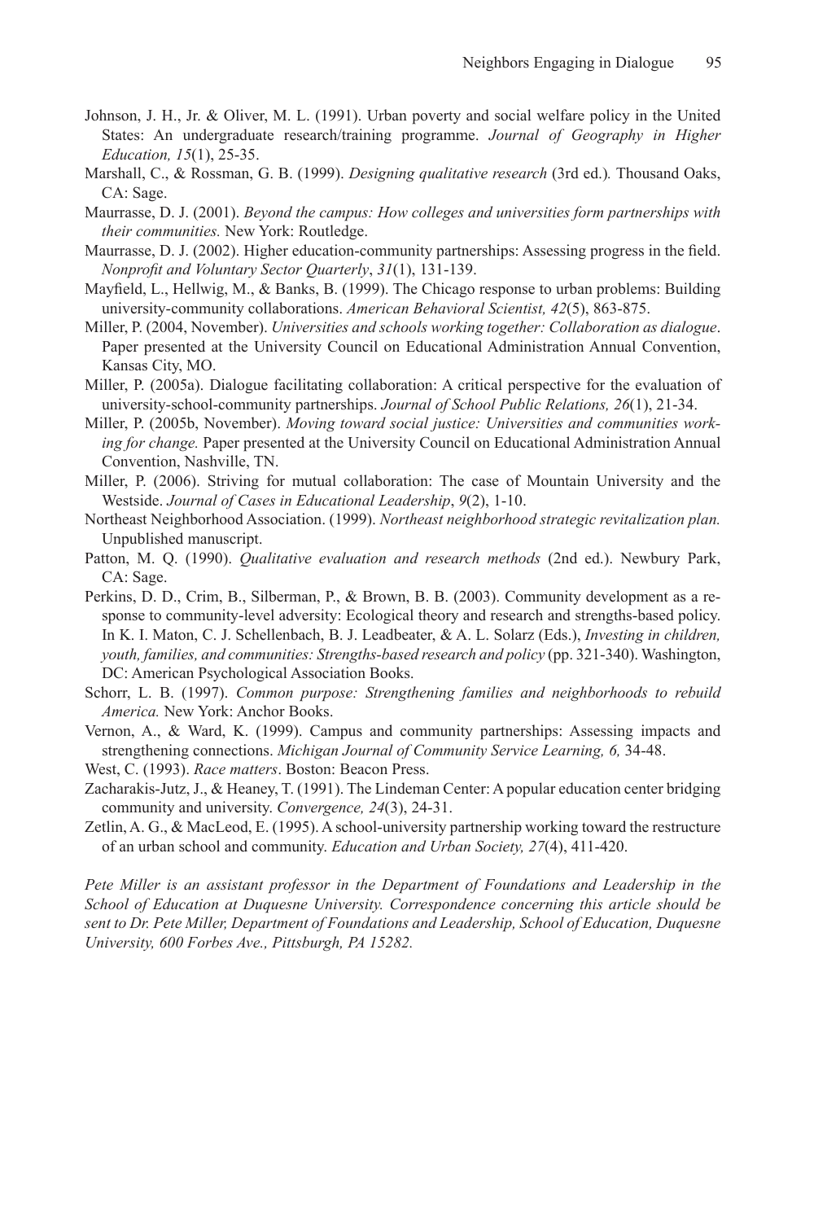Johnson, J. H., Jr. & Oliver, M. L. (1991). Urban poverty and social welfare policy in the United States: An undergraduate research/training programme. *Journal of Geography in Higher Education, 15*(1), 25-35.

Marshall, C., & Rossman, G. B. (1999). *Designing qualitative research* (3rd ed.)*.* Thousand Oaks, CA: Sage.

Maurrasse, D. J. (2001). *Beyond the campus: How colleges and universities form partnerships with their communities.* New York: Routledge.

Maurrasse, D. J. (2002). Higher education-community partnerships: Assessing progress in the field. *Nonprofit and Voluntary Sector Quarterly*, *31*(1), 131-139.

Mayfield, L., Hellwig, M., & Banks, B. (1999). The Chicago response to urban problems: Building university-community collaborations. *American Behavioral Scientist, 42*(5), 863-875.

Miller, P. (2004, November). *Universities and schools working together: Collaboration as dialogue*. Paper presented at the University Council on Educational Administration Annual Convention, Kansas City, MO.

Miller, P. (2005a). Dialogue facilitating collaboration: A critical perspective for the evaluation of university-school-community partnerships. *Journal of School Public Relations, 26*(1), 21-34.

Miller, P. (2005b, November). *Moving toward social justice: Universities and communities working for change.* Paper presented at the University Council on Educational Administration Annual Convention, Nashville, TN.

Miller, P. (2006). Striving for mutual collaboration: The case of Mountain University and the Westside. *Journal of Cases in Educational Leadership*, *9*(2), 1-10.

Northeast Neighborhood Association. (1999). *Northeast neighborhood strategic revitalization plan.* Unpublished manuscript.

Patton, M. Q. (1990). *Qualitative evaluation and research methods* (2nd ed.). Newbury Park, CA: Sage.

Perkins, D. D., Crim, B., Silberman, P., & Brown, B. B. (2003). Community development as a response to community-level adversity: Ecological theory and research and strengths-based policy. In K. I. Maton, C. J. Schellenbach, B. J. Leadbeater, & A. L. Solarz (Eds.), *Investing in children, youth, families, and communities: Strengths-based research and policy* (pp. 321-340). Washington, DC: American Psychological Association Books.

Schorr, L. B. (1997). *Common purpose: Strengthening families and neighborhoods to rebuild America.* New York: Anchor Books.

Vernon, A., & Ward, K. (1999). Campus and community partnerships: Assessing impacts and strengthening connections. *Michigan Journal of Community Service Learning, 6,* 34-48.

West, C. (1993). *Race matters*. Boston: Beacon Press.

Zacharakis-Jutz, J., & Heaney, T. (1991). The Lindeman Center: A popular education center bridging community and university. *Convergence, 24*(3), 24-31.

Zetlin, A. G., & MacLeod, E. (1995). A school-university partnership working toward the restructure of an urban school and community. *Education and Urban Society, 27*(4), 411-420.

*Pete Miller is an assistant professor in the Department of Foundations and Leadership in the School of Education at Duquesne University. Correspondence concerning this article should be sent to Dr. Pete Miller, Department of Foundations and Leadership, School of Education, Duquesne University, 600 Forbes Ave., Pittsburgh, PA 15282.*